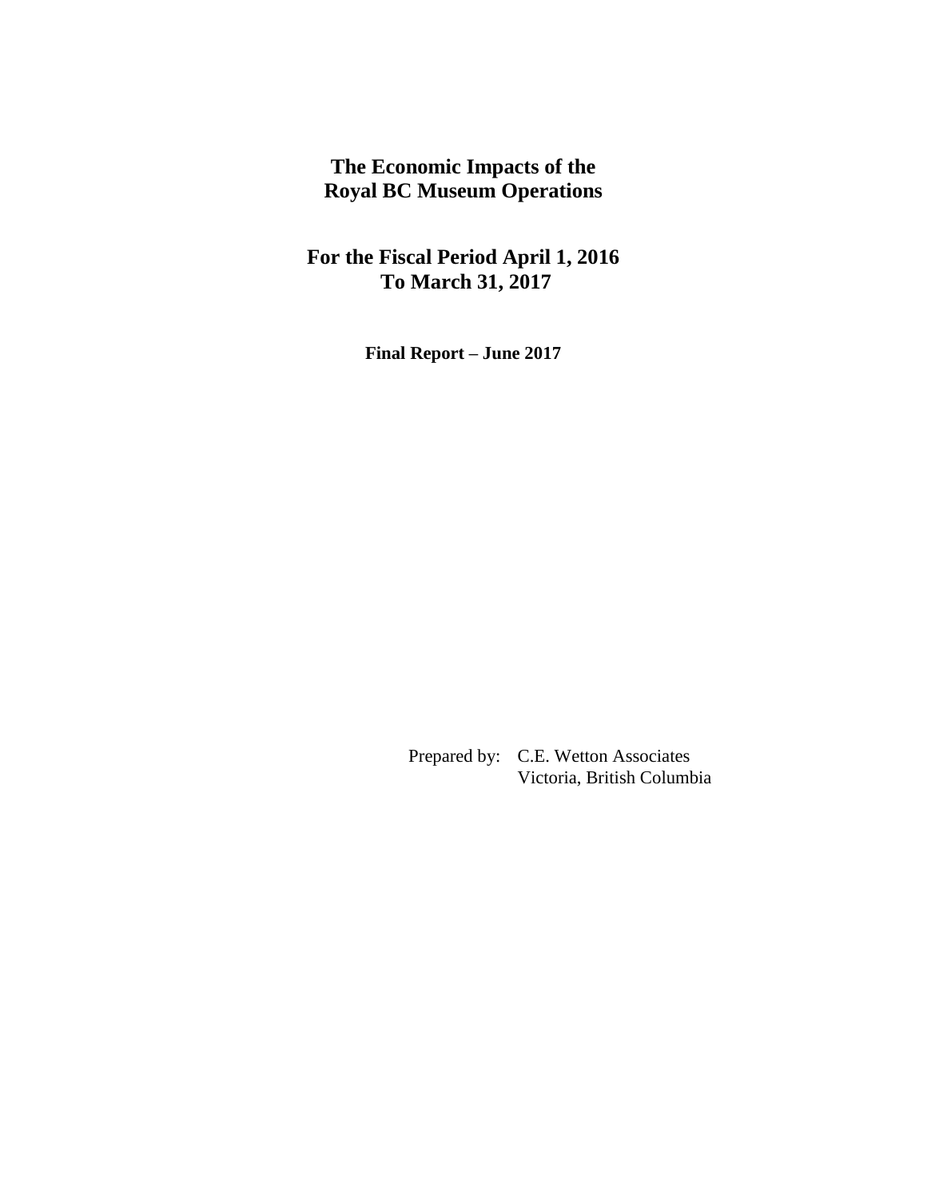# The Economic Impacts of the Royal BC Museum Operations

## For the Fiscal Period April 1, 2016 To March 31, 2017

**Final Report – June 2017**

Prepared by: C.E. Wetton Associates
Victoria, British Columbia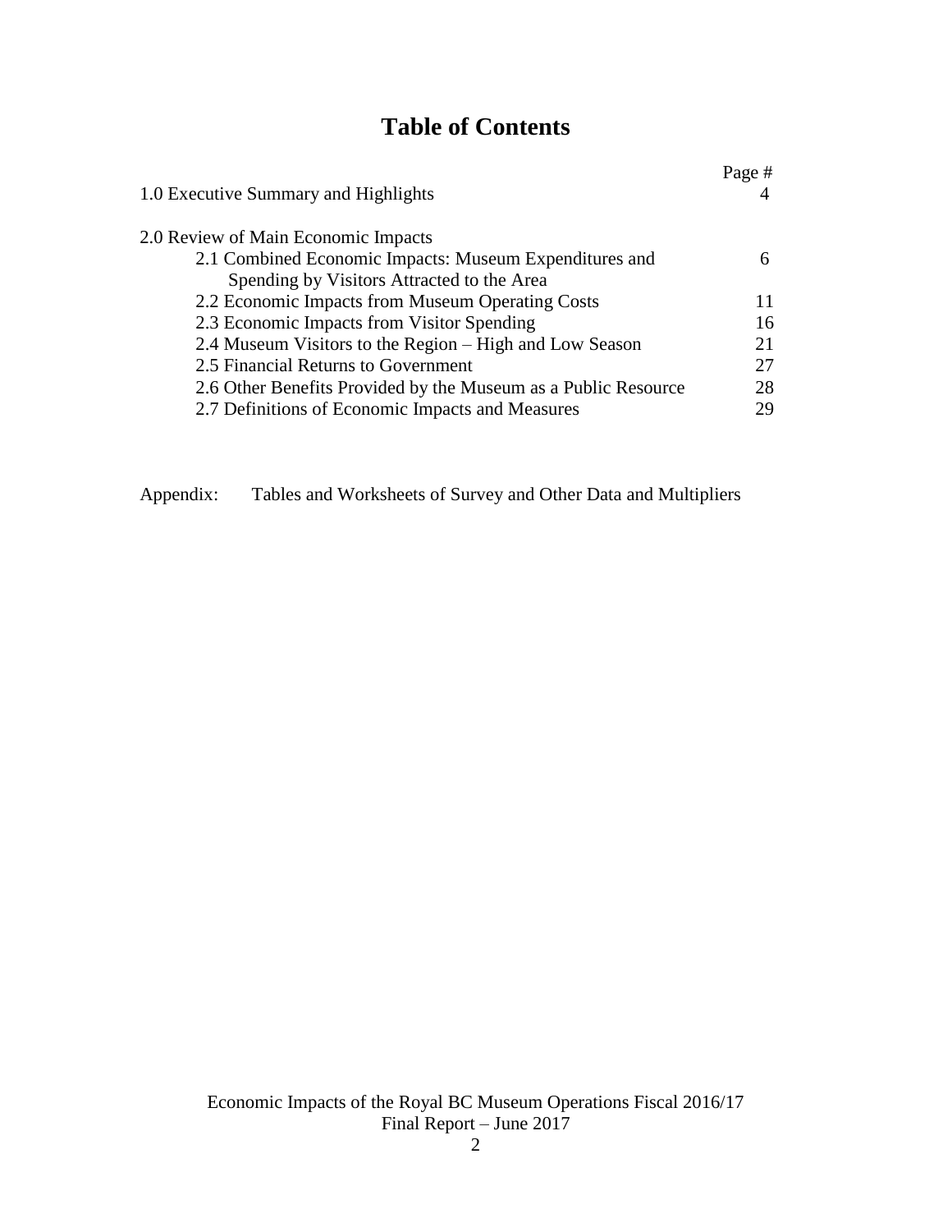# Table of Contents

| | Page # |
|---|---|
| 1.0 Executive Summary and Highlights | 4 |
| 2.0 Review of Main Economic Impacts | |
| 2.1 Combined Economic Impacts: Museum Expenditures and Spending by Visitors Attracted to the Area | 6 |
| 2.2 Economic Impacts from Museum Operating Costs | 11 |
| 2.3 Economic Impacts from Visitor Spending | 16 |
| 2.4 Museum Visitors to the Region – High and Low Season | 21 |
| 2.5 Financial Returns to Government | 27 |
| 2.6 Other Benefits Provided by the Museum as a Public Resource | 28 |
| 2.7 Definitions of Economic Impacts and Measures | 29 |

Appendix: Tables and Worksheets of Survey and Other Data and Multipliers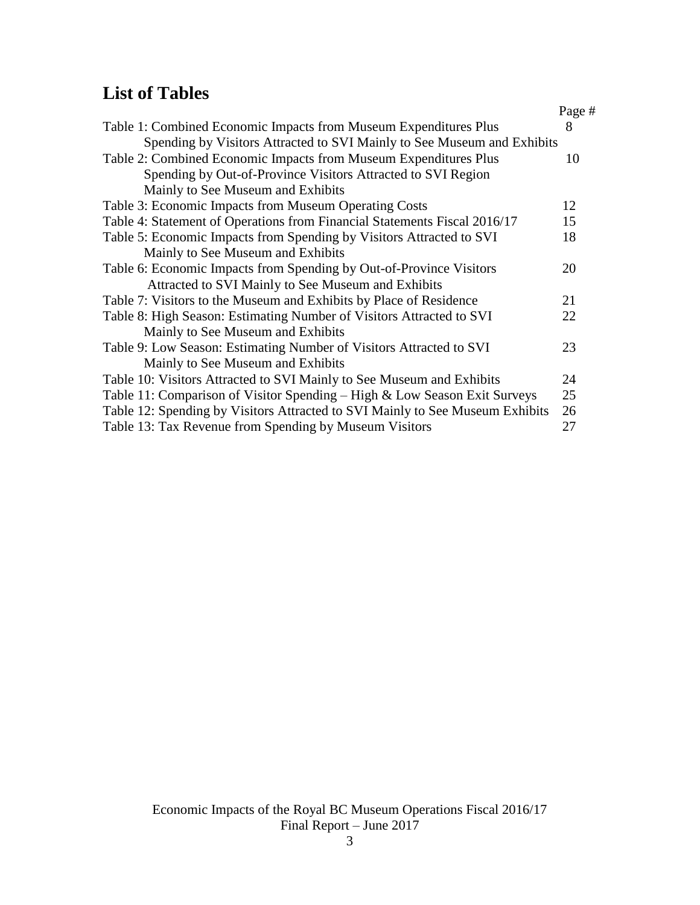## List of Tables

| | Page # |
|---|---|
| Table 1: Combined Economic Impacts from Museum Expenditures Plus Spending by Visitors Attracted to SVI Mainly to See Museum and Exhibits | 8 |
| Table 2: Combined Economic Impacts from Museum Expenditures Plus Spending by Out-of-Province Visitors Attracted to SVI Region Mainly to See Museum and Exhibits | 10 |
| Table 3: Economic Impacts from Museum Operating Costs | 12 |
| Table 4: Statement of Operations from Financial Statements Fiscal 2016/17 | 15 |
| Table 5: Economic Impacts from Spending by Visitors Attracted to SVI Mainly to See Museum and Exhibits | 18 |
| Table 6: Economic Impacts from Spending by Out-of-Province Visitors Attracted to SVI Mainly to See Museum and Exhibits | 20 |
| Table 7: Visitors to the Museum and Exhibits by Place of Residence | 21 |
| Table 8: High Season: Estimating Number of Visitors Attracted to SVI Mainly to See Museum and Exhibits | 22 |
| Table 9: Low Season: Estimating Number of Visitors Attracted to SVI Mainly to See Museum and Exhibits | 23 |
| Table 10: Visitors Attracted to SVI Mainly to See Museum and Exhibits | 24 |
| Table 11: Comparison of Visitor Spending – High & Low Season Exit Surveys | 25 |
| Table 12: Spending by Visitors Attracted to SVI Mainly to See Museum Exhibits | 26 |
| Table 13: Tax Revenue from Spending by Museum Visitors | 27 |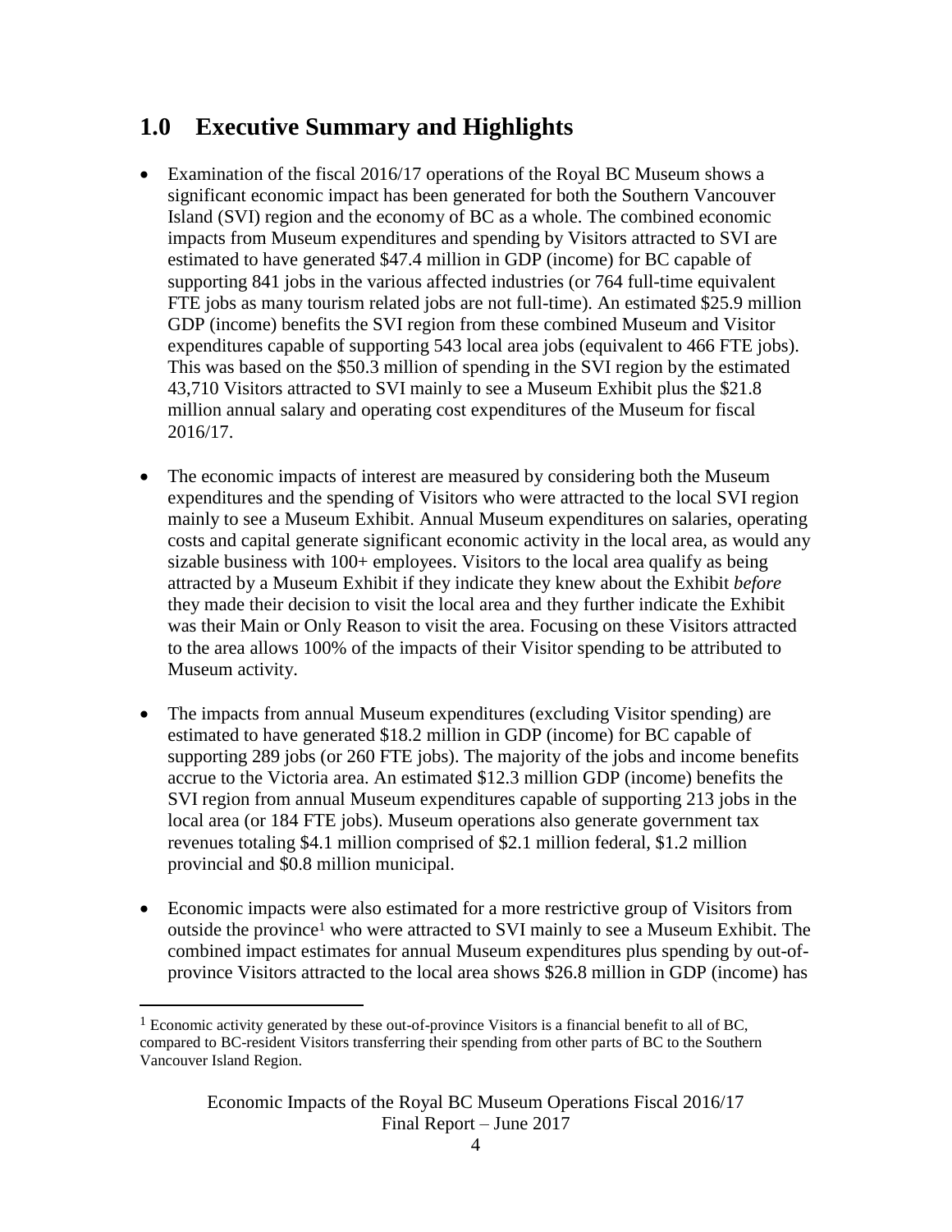## 1.0 Executive Summary and Highlights

- Examination of the fiscal 2016/17 operations of the Royal BC Museum shows a significant economic impact has been generated for both the Southern Vancouver Island (SVI) region and the economy of BC as a whole. The combined economic impacts from Museum expenditures and spending by Visitors attracted to SVI are estimated to have generated \$47.4 million in GDP (income) for BC capable of supporting 841 jobs in the various affected industries (or 764 full-time equivalent FTE jobs as many tourism related jobs are not full-time). An estimated \$25.9 million GDP (income) benefits the SVI region from these combined Museum and Visitor expenditures capable of supporting 543 local area jobs (equivalent to 466 FTE jobs). This was based on the \$50.3 million of spending in the SVI region by the estimated 43,710 Visitors attracted to SVI mainly to see a Museum Exhibit plus the \$21.8 million annual salary and operating cost expenditures of the Museum for fiscal 2016/17.

- The economic impacts of interest are measured by considering both the Museum expenditures and the spending of Visitors who were attracted to the local SVI region mainly to see a Museum Exhibit. Annual Museum expenditures on salaries, operating costs and capital generate significant economic activity in the local area, as would any sizable business with 100+ employees. Visitors to the local area qualify as being attracted by a Museum Exhibit if they indicate they knew about the Exhibit *before* they made their decision to visit the local area and they further indicate the Exhibit was their Main or Only Reason to visit the area. Focusing on these Visitors attracted to the area allows 100% of the impacts of their Visitor spending to be attributed to Museum activity.

- The impacts from annual Museum expenditures (excluding Visitor spending) are estimated to have generated \$18.2 million in GDP (income) for BC capable of supporting 289 jobs (or 260 FTE jobs). The majority of the jobs and income benefits accrue to the Victoria area. An estimated \$12.3 million GDP (income) benefits the SVI region from annual Museum expenditures capable of supporting 213 jobs in the local area (or 184 FTE jobs). Museum operations also generate government tax revenues totaling \$4.1 million comprised of \$2.1 million federal, \$1.2 million provincial and \$0.8 million municipal.

- Economic impacts were also estimated for a more restrictive group of Visitors from outside the province[1] who were attracted to SVI mainly to see a Museum Exhibit. The combined impact estimates for annual Museum expenditures plus spending by out-of-province Visitors attracted to the local area shows \$26.8 million in GDP (income) has

[1] Economic activity generated by these out-of-province Visitors is a financial benefit to all of BC, compared to BC-resident Visitors transferring their spending from other parts of BC to the Southern Vancouver Island Region.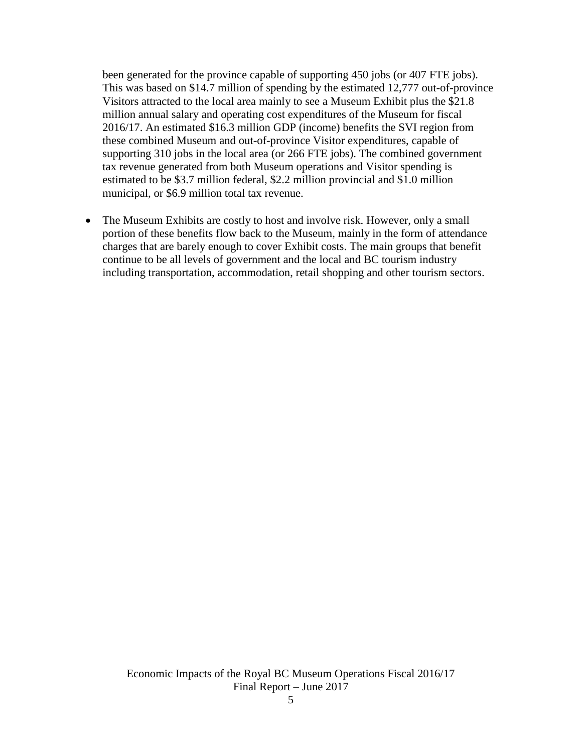been generated for the province capable of supporting 450 jobs (or 407 FTE jobs). This was based on $14.7 million of spending by the estimated 12,777 out-of-province Visitors attracted to the local area mainly to see a Museum Exhibit plus the $21.8 million annual salary and operating cost expenditures of the Museum for fiscal 2016/17. An estimated $16.3 million GDP (income) benefits the SVI region from these combined Museum and out-of-province Visitor expenditures, capable of supporting 310 jobs in the local area (or 266 FTE jobs). The combined government tax revenue generated from both Museum operations and Visitor spending is estimated to be $3.7 million federal, $2.2 million provincial and $1.0 million municipal, or $6.9 million total tax revenue.

- The Museum Exhibits are costly to host and involve risk. However, only a small portion of these benefits flow back to the Museum, mainly in the form of attendance charges that are barely enough to cover Exhibit costs. The main groups that benefit continue to be all levels of government and the local and BC tourism industry including transportation, accommodation, retail shopping and other tourism sectors.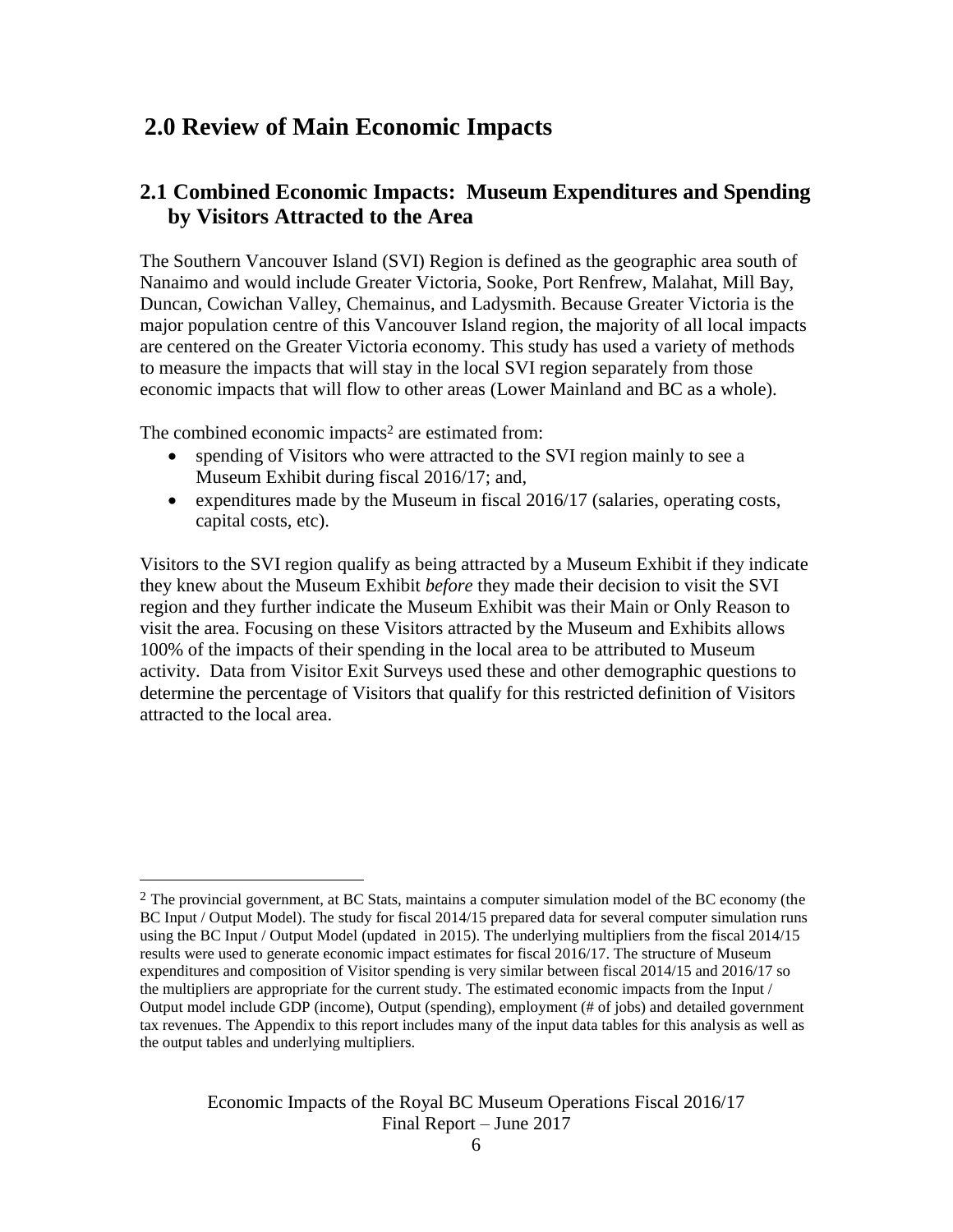# 2.0 Review of Main Economic Impacts

## 2.1 Combined Economic Impacts: Museum Expenditures and Spending by Visitors Attracted to the Area

The Southern Vancouver Island (SVI) Region is defined as the geographic area south of Nanaimo and would include Greater Victoria, Sooke, Port Renfrew, Malahat, Mill Bay, Duncan, Cowichan Valley, Chemainus, and Ladysmith. Because Greater Victoria is the major population centre of this Vancouver Island region, the majority of all local impacts are centered on the Greater Victoria economy. This study has used a variety of methods to measure the impacts that will stay in the local SVI region separately from those economic impacts that will flow to other areas (Lower Mainland and BC as a whole).

The combined economic impacts[2] are estimated from:

- spending of Visitors who were attracted to the SVI region mainly to see a Museum Exhibit during fiscal 2016/17; and,
- expenditures made by the Museum in fiscal 2016/17 (salaries, operating costs, capital costs, etc).

Visitors to the SVI region qualify as being attracted by a Museum Exhibit if they indicate they knew about the Museum Exhibit *before* they made their decision to visit the SVI region and they further indicate the Museum Exhibit was their Main or Only Reason to visit the area. Focusing on these Visitors attracted by the Museum and Exhibits allows 100% of the impacts of their spending in the local area to be attributed to Museum activity. Data from Visitor Exit Surveys used these and other demographic questions to determine the percentage of Visitors that qualify for this restricted definition of Visitors attracted to the local area.

---

[2] The provincial government, at BC Stats, maintains a computer simulation model of the BC economy (the BC Input / Output Model). The study for fiscal 2014/15 prepared data for several computer simulation runs using the BC Input / Output Model (updated in 2015). The underlying multipliers from the fiscal 2014/15 results were used to generate economic impact estimates for fiscal 2016/17. The structure of Museum expenditures and composition of Visitor spending is very similar between fiscal 2014/15 and 2016/17 so the multipliers are appropriate for the current study. The estimated economic impacts from the Input / Output model include GDP (income), Output (spending), employment (# of jobs) and detailed government tax revenues. The Appendix to this report includes many of the input data tables for this analysis as well as the output tables and underlying multipliers.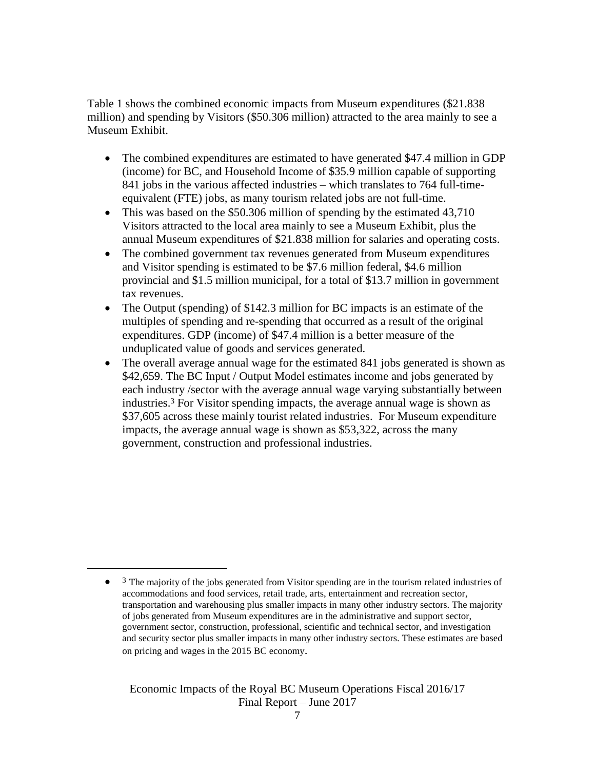Table 1 shows the combined economic impacts from Museum expenditures ($21.838 million) and spending by Visitors ($50.306 million) attracted to the area mainly to see a Museum Exhibit.

- The combined expenditures are estimated to have generated $47.4 million in GDP (income) for BC, and Household Income of $35.9 million capable of supporting 841 jobs in the various affected industries – which translates to 764 full-time-equivalent (FTE) jobs, as many tourism related jobs are not full-time.
- This was based on the $50.306 million of spending by the estimated 43,710 Visitors attracted to the local area mainly to see a Museum Exhibit, plus the annual Museum expenditures of $21.838 million for salaries and operating costs.
- The combined government tax revenues generated from Museum expenditures and Visitor spending is estimated to be $7.6 million federal, $4.6 million provincial and $1.5 million municipal, for a total of $13.7 million in government tax revenues.
- The Output (spending) of $142.3 million for BC impacts is an estimate of the multiples of spending and re-spending that occurred as a result of the original expenditures. GDP (income) of $47.4 million is a better measure of the unduplicated value of goods and services generated.
- The overall average annual wage for the estimated 841 jobs generated is shown as $42,659. The BC Input / Output Model estimates income and jobs generated by each industry /sector with the average annual wage varying substantially between industries.[3] For Visitor spending impacts, the average annual wage is shown as $37,605 across these mainly tourist related industries. For Museum expenditure impacts, the average annual wage is shown as $53,322, across the many government, construction and professional industries.

---

- [3] The majority of the jobs generated from Visitor spending are in the tourism related industries of accommodations and food services, retail trade, arts, entertainment and recreation sector, transportation and warehousing plus smaller impacts in many other industry sectors. The majority of jobs generated from Museum expenditures are in the administrative and support sector, government sector, construction, professional, scientific and technical sector, and investigation and security sector plus smaller impacts in many other industry sectors. These estimates are based on pricing and wages in the 2015 BC economy.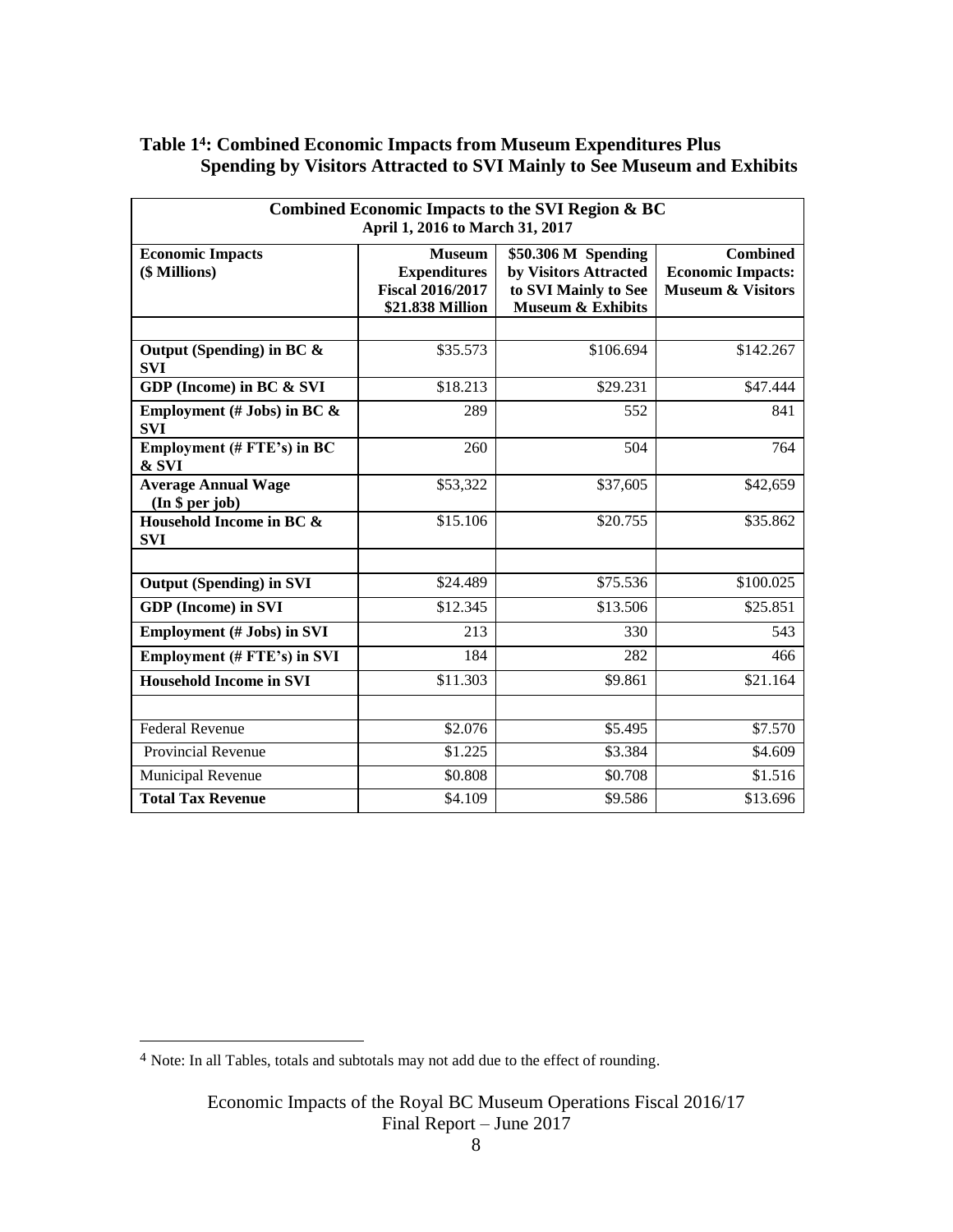**Table 1[4]: Combined Economic Impacts from Museum Expenditures Plus Spending by Visitors Attracted to SVI Mainly to See Museum and Exhibits**

| **Combined Economic Impacts to the SVI Region & BC**<br>**April 1, 2016 to March 31, 2017** | | | |
|---|---|---|---|
| **Economic Impacts (\$ Millions)** | **Museum Expenditures Fiscal 2016/2017 \$21.838 Million** | **\$50.306 M Spending by Visitors Attracted to SVI Mainly to See Museum & Exhibits** | **Combined Economic Impacts: Museum & Visitors** |
| | | | |
| **Output (Spending) in BC & SVI** | \$35.573 | \$106.694 | \$142.267 |
| **GDP (Income) in BC & SVI** | \$18.213 | \$29.231 | \$47.444 |
| **Employment (# Jobs) in BC & SVI** | 289 | 552 | 841 |
| **Employment (# FTE's) in BC & SVI** | 260 | 504 | 764 |
| **Average Annual Wage (In \$ per job)** | \$53,322 | \$37,605 | \$42,659 |
| **Household Income in BC & SVI** | \$15.106 | \$20.755 | \$35.862 |
| | | | |
| **Output (Spending) in SVI** | \$24.489 | \$75.536 | \$100.025 |
| **GDP (Income) in SVI** | \$12.345 | \$13.506 | \$25.851 |
| **Employment (# Jobs) in SVI** | 213 | 330 | 543 |
| **Employment (# FTE's) in SVI** | 184 | 282 | 466 |
| **Household Income in SVI** | \$11.303 | \$9.861 | \$21.164 |
| | | | |
| Federal Revenue | \$2.076 | \$5.495 | \$7.570 |
| Provincial Revenue | \$1.225 | \$3.384 | \$4.609 |
| Municipal Revenue | \$0.808 | \$0.708 | \$1.516 |
| **Total Tax Revenue** | \$4.109 | \$9.586 | \$13.696 |

[4] Note: In all Tables, totals and subtotals may not add due to the effect of rounding.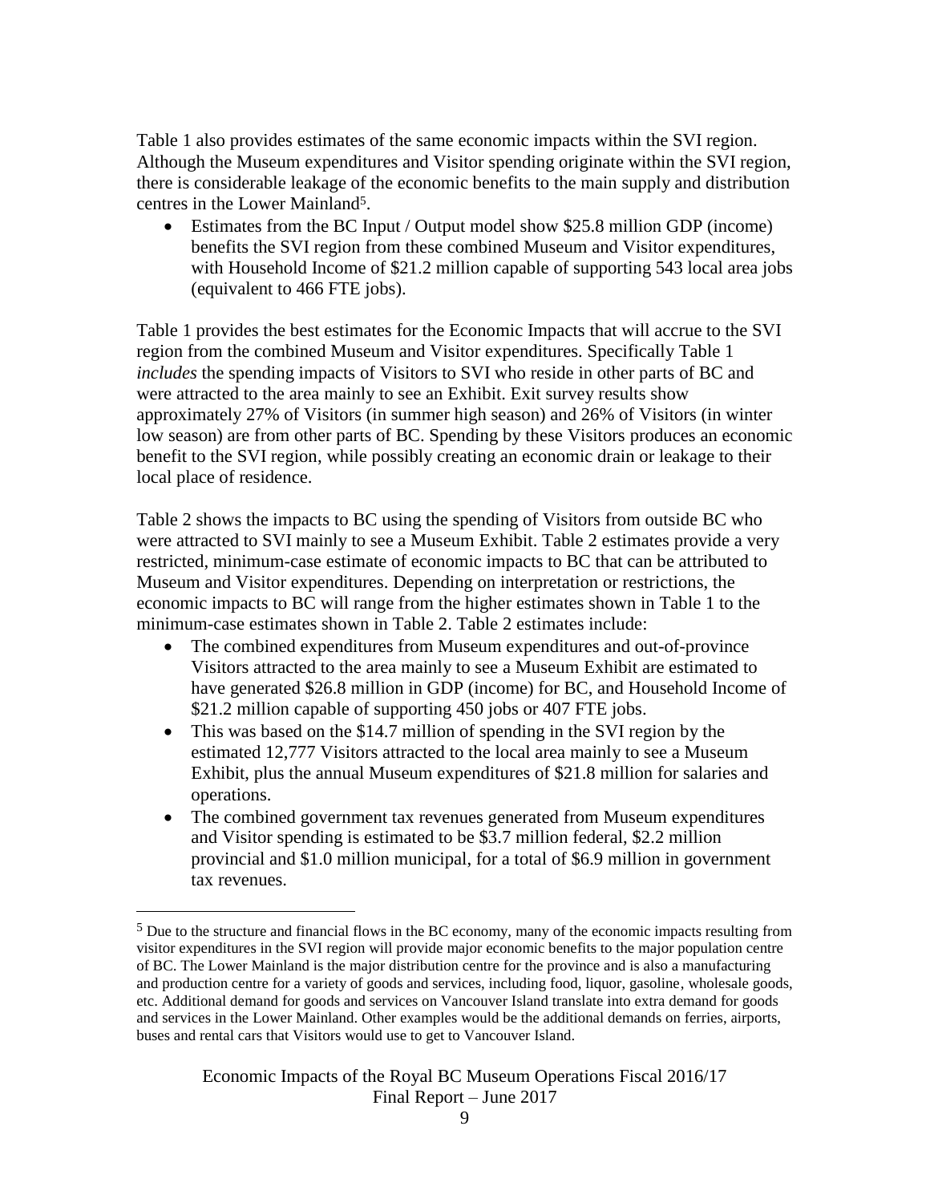Table 1 also provides estimates of the same economic impacts within the SVI region. Although the Museum expenditures and Visitor spending originate within the SVI region, there is considerable leakage of the economic benefits to the main supply and distribution centres in the Lower Mainland[5].

- Estimates from the BC Input / Output model show $25.8 million GDP (income) benefits the SVI region from these combined Museum and Visitor expenditures, with Household Income of $21.2 million capable of supporting 543 local area jobs (equivalent to 466 FTE jobs).

Table 1 provides the best estimates for the Economic Impacts that will accrue to the SVI region from the combined Museum and Visitor expenditures. Specifically Table 1 *includes* the spending impacts of Visitors to SVI who reside in other parts of BC and were attracted to the area mainly to see an Exhibit. Exit survey results show approximately 27% of Visitors (in summer high season) and 26% of Visitors (in winter low season) are from other parts of BC. Spending by these Visitors produces an economic benefit to the SVI region, while possibly creating an economic drain or leakage to their local place of residence.

Table 2 shows the impacts to BC using the spending of Visitors from outside BC who were attracted to SVI mainly to see a Museum Exhibit. Table 2 estimates provide a very restricted, minimum-case estimate of economic impacts to BC that can be attributed to Museum and Visitor expenditures. Depending on interpretation or restrictions, the economic impacts to BC will range from the higher estimates shown in Table 1 to the minimum-case estimates shown in Table 2. Table 2 estimates include:

- The combined expenditures from Museum expenditures and out-of-province Visitors attracted to the area mainly to see a Museum Exhibit are estimated to have generated $26.8 million in GDP (income) for BC, and Household Income of $21.2 million capable of supporting 450 jobs or 407 FTE jobs.
- This was based on the $14.7 million of spending in the SVI region by the estimated 12,777 Visitors attracted to the local area mainly to see a Museum Exhibit, plus the annual Museum expenditures of $21.8 million for salaries and operations.
- The combined government tax revenues generated from Museum expenditures and Visitor spending is estimated to be $3.7 million federal, $2.2 million provincial and $1.0 million municipal, for a total of $6.9 million in government tax revenues.

[5] Due to the structure and financial flows in the BC economy, many of the economic impacts resulting from visitor expenditures in the SVI region will provide major economic benefits to the major population centre of BC. The Lower Mainland is the major distribution centre for the province and is also a manufacturing and production centre for a variety of goods and services, including food, liquor, gasoline, wholesale goods, etc. Additional demand for goods and services on Vancouver Island translate into extra demand for goods and services in the Lower Mainland. Other examples would be the additional demands on ferries, airports, buses and rental cars that Visitors would use to get to Vancouver Island.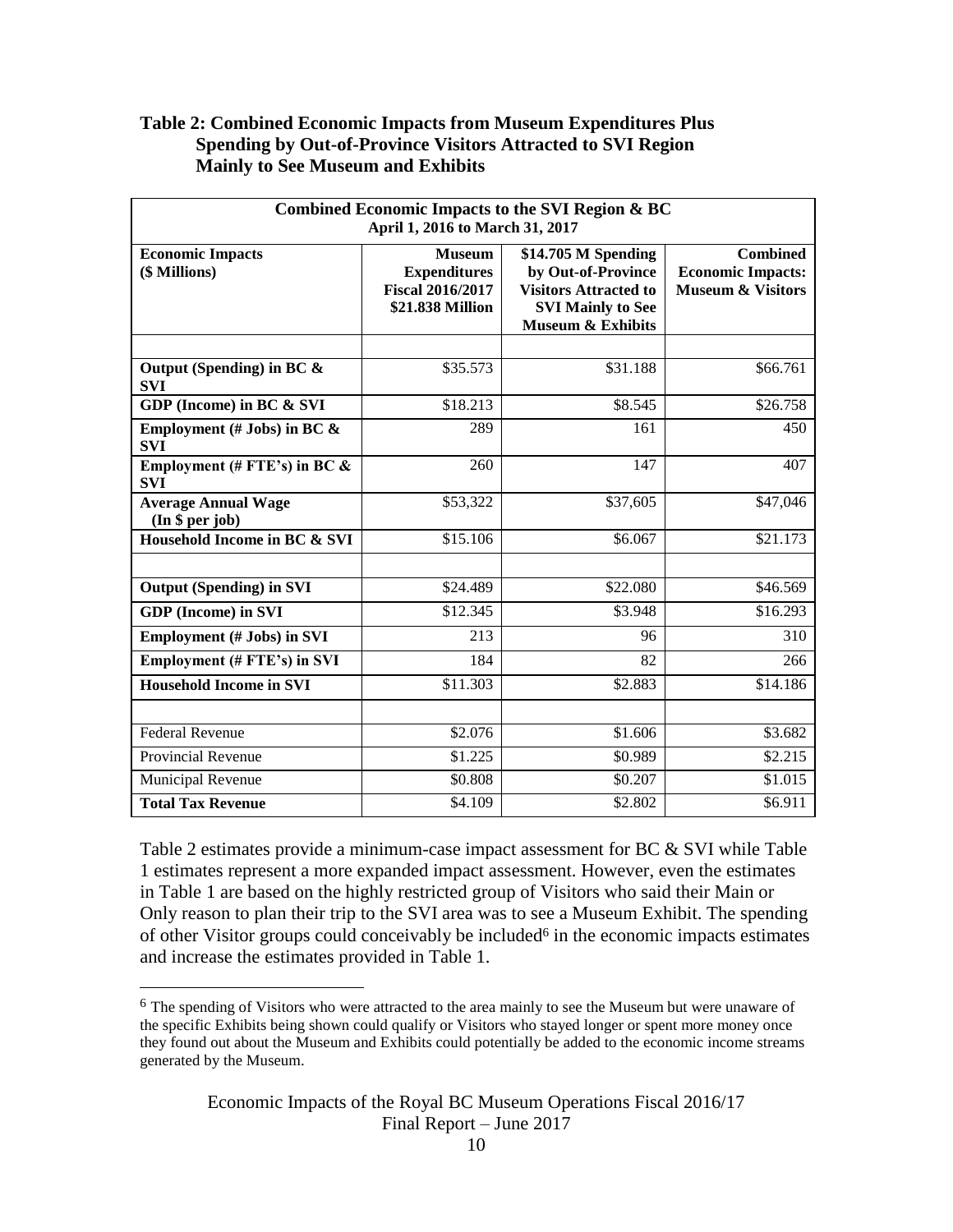**Table 2: Combined Economic Impacts from Museum Expenditures Plus Spending by Out-of-Province Visitors Attracted to SVI Region Mainly to See Museum and Exhibits**

| Combined Economic Impacts to the SVI Region & BC April 1, 2016 to March 31, 2017 | | | |
|---|---|---|---|
| **Economic Impacts (\$ Millions)** | **Museum Expenditures Fiscal 2016/2017 \$21.838 Million** | **\$14.705 M Spending by Out-of-Province Visitors Attracted to SVI Mainly to See Museum & Exhibits** | **Combined Economic Impacts: Museum & Visitors** |
| | | | |
| **Output (Spending) in BC & SVI** | \$35.573 | \$31.188 | \$66.761 |
| **GDP (Income) in BC & SVI** | \$18.213 | \$8.545 | \$26.758 |
| **Employment (# Jobs) in BC & SVI** | 289 | 161 | 450 |
| **Employment (# FTE's) in BC & SVI** | 260 | 147 | 407 |
| **Average Annual Wage (In \$ per job)** | \$53,322 | \$37,605 | \$47,046 |
| **Household Income in BC & SVI** | \$15.106 | \$6.067 | \$21.173 |
| | | | |
| **Output (Spending) in SVI** | \$24.489 | \$22.080 | \$46.569 |
| **GDP (Income) in SVI** | \$12.345 | \$3.948 | \$16.293 |
| **Employment (# Jobs) in SVI** | 213 | 96 | 310 |
| **Employment (# FTE's) in SVI** | 184 | 82 | 266 |
| **Household Income in SVI** | \$11.303 | \$2.883 | \$14.186 |
| | | | |
| Federal Revenue | \$2.076 | \$1.606 | \$3.682 |
| Provincial Revenue | \$1.225 | \$0.989 | \$2.215 |
| Municipal Revenue | \$0.808 | \$0.207 | \$1.015 |
| **Total Tax Revenue** | \$4.109 | \$2.802 | \$6.911 |

Table 2 estimates provide a minimum-case impact assessment for BC & SVI while Table 1 estimates represent a more expanded impact assessment. However, even the estimates in Table 1 are based on the highly restricted group of Visitors who said their Main or Only reason to plan their trip to the SVI area was to see a Museum Exhibit. The spending of other Visitor groups could conceivably be included[6] in the economic impacts estimates and increase the estimates provided in Table 1.

[6] The spending of Visitors who were attracted to the area mainly to see the Museum but were unaware of the specific Exhibits being shown could qualify or Visitors who stayed longer or spent more money once they found out about the Museum and Exhibits could potentially be added to the economic income streams generated by the Museum.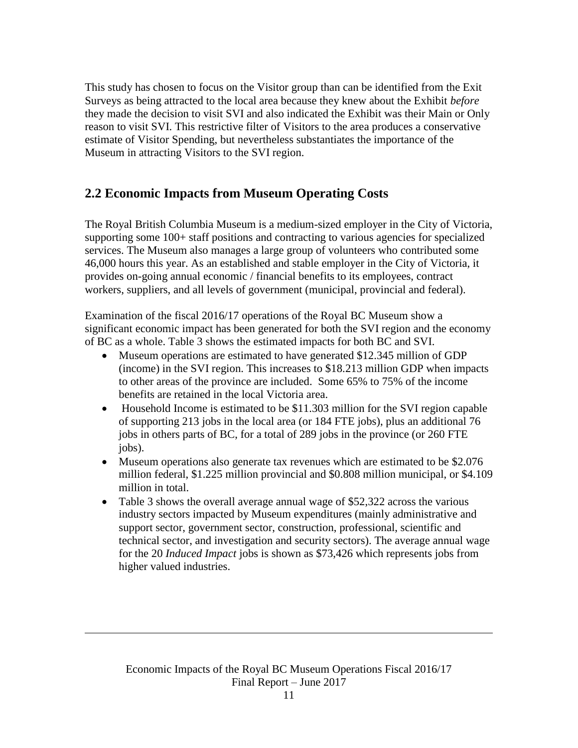This study has chosen to focus on the Visitor group than can be identified from the Exit Surveys as being attracted to the local area because they knew about the Exhibit *before* they made the decision to visit SVI and also indicated the Exhibit was their Main or Only reason to visit SVI. This restrictive filter of Visitors to the area produces a conservative estimate of Visitor Spending, but nevertheless substantiates the importance of the Museum in attracting Visitors to the SVI region.

## 2.2 Economic Impacts from Museum Operating Costs

The Royal British Columbia Museum is a medium-sized employer in the City of Victoria, supporting some 100+ staff positions and contracting to various agencies for specialized services. The Museum also manages a large group of volunteers who contributed some 46,000 hours this year. As an established and stable employer in the City of Victoria, it provides on-going annual economic / financial benefits to its employees, contract workers, suppliers, and all levels of government (municipal, provincial and federal).

Examination of the fiscal 2016/17 operations of the Royal BC Museum show a significant economic impact has been generated for both the SVI region and the economy of BC as a whole. Table 3 shows the estimated impacts for both BC and SVI.

- Museum operations are estimated to have generated \$12.345 million of GDP (income) in the SVI region. This increases to \$18.213 million GDP when impacts to other areas of the province are included. Some 65% to 75% of the income benefits are retained in the local Victoria area.
- Household Income is estimated to be \$11.303 million for the SVI region capable of supporting 213 jobs in the local area (or 184 FTE jobs), plus an additional 76 jobs in others parts of BC, for a total of 289 jobs in the province (or 260 FTE jobs).
- Museum operations also generate tax revenues which are estimated to be \$2.076 million federal, \$1.225 million provincial and \$0.808 million municipal, or \$4.109 million in total.
- Table 3 shows the overall average annual wage of \$52,322 across the various industry sectors impacted by Museum expenditures (mainly administrative and support sector, government sector, construction, professional, scientific and technical sector, and investigation and security sectors). The average annual wage for the 20 *Induced Impact* jobs is shown as \$73,426 which represents jobs from higher valued industries.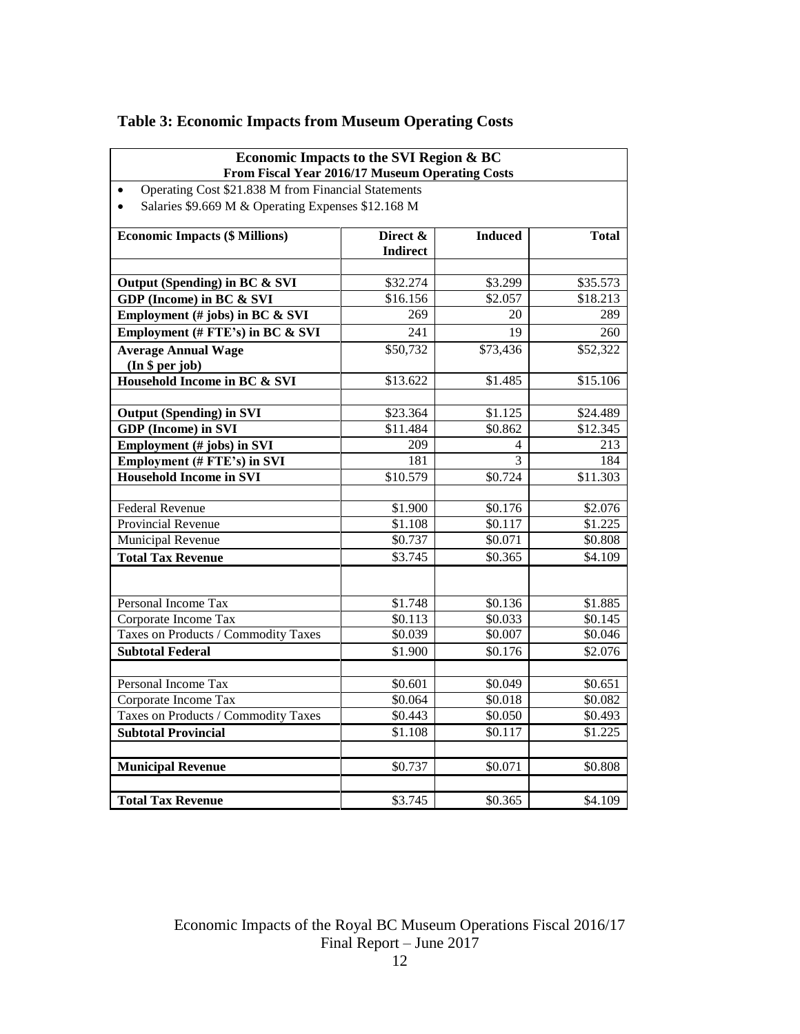### Table 3: Economic Impacts from Museum Operating Costs

| Economic Impacts to the SVI Region & BC<br>From Fiscal Year 2016/17 Museum Operating Costs | | | |
|---|---|---|---|
| • Operating Cost $21.838 M from Financial Statements<br>• Salaries $9.669 M & Operating Expenses $12.168 M | | | |
| **Economic Impacts ($ Millions)** | **Direct & Indirect** | **Induced** | **Total** |
| | | | |
| **Output (Spending) in BC & SVI** | $32.274 | $3.299 | $35.573 |
| **GDP (Income) in BC & SVI** | $16.156 | $2.057 | $18.213 |
| **Employment (# jobs) in BC & SVI** | 269 | 20 | 289 |
| **Employment (# FTE's) in BC & SVI** | 241 | 19 | 260 |
| **Average Annual Wage (In $ per job)** | $50,732 | $73,436 | $52,322 |
| **Household Income in BC & SVI** | $13.622 | $1.485 | $15.106 |
| | | | |
| **Output (Spending) in SVI** | $23.364 | $1.125 | $24.489 |
| **GDP (Income) in SVI** | $11.484 | $0.862 | $12.345 |
| **Employment (# jobs) in SVI** | 209 | 4 | 213 |
| **Employment (# FTE's) in SVI** | 181 | 3 | 184 |
| **Household Income in SVI** | $10.579 | $0.724 | $11.303 |
| | | | |
| Federal Revenue | $1.900 | $0.176 | $2.076 |
| Provincial Revenue | $1.108 | $0.117 | $1.225 |
| Municipal Revenue | $0.737 | $0.071 | $0.808 |
| **Total Tax Revenue** | $3.745 | $0.365 | $4.109 |
| | | | |
| Personal Income Tax | $1.748 | $0.136 | $1.885 |
| Corporate Income Tax | $0.113 | $0.033 | $0.145 |
| Taxes on Products / Commodity Taxes | $0.039 | $0.007 | $0.046 |
| **Subtotal Federal** | $1.900 | $0.176 | $2.076 |
| | | | |
| Personal Income Tax | $0.601 | $0.049 | $0.651 |
| Corporate Income Tax | $0.064 | $0.018 | $0.082 |
| Taxes on Products / Commodity Taxes | $0.443 | $0.050 | $0.493 |
| **Subtotal Provincial** | $1.108 | $0.117 | $1.225 |
| | | | |
| **Municipal Revenue** | $0.737 | $0.071 | $0.808 |
| | | | |
| **Total Tax Revenue** | $3.745 | $0.365 | $4.109 |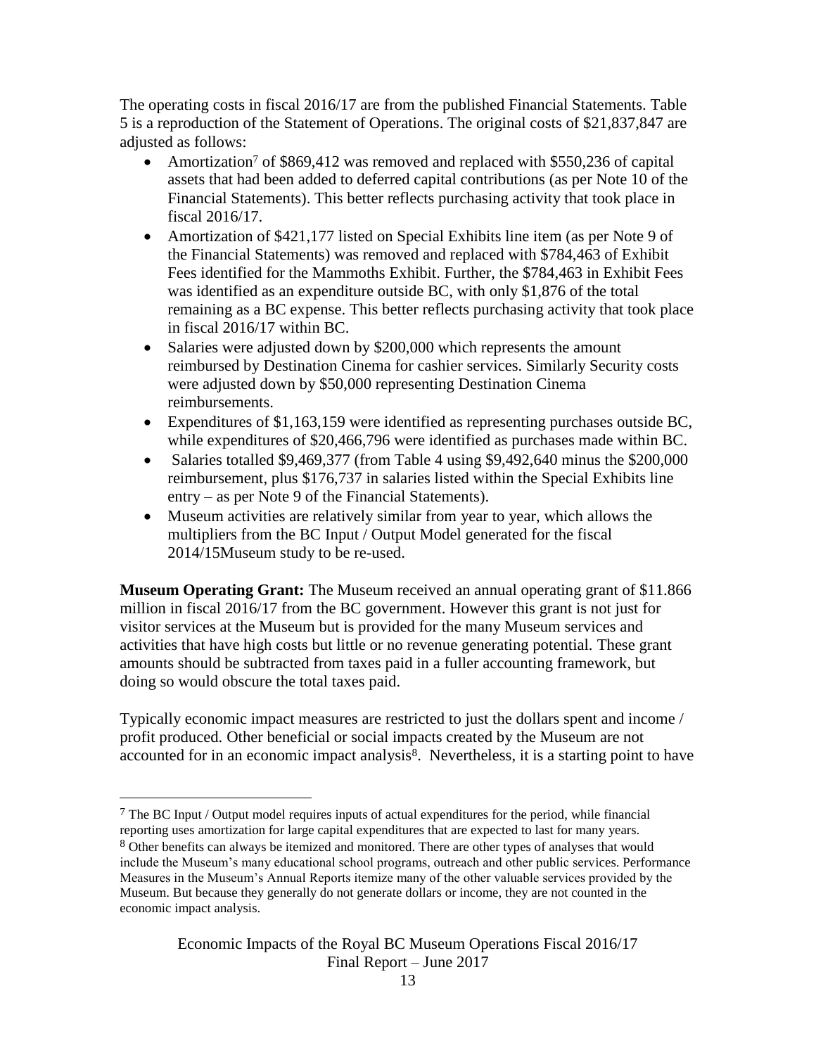The operating costs in fiscal 2016/17 are from the published Financial Statements. Table 5 is a reproduction of the Statement of Operations. The original costs of $21,837,847 are adjusted as follows:

- Amortization[7] of $869,412 was removed and replaced with $550,236 of capital assets that had been added to deferred capital contributions (as per Note 10 of the Financial Statements). This better reflects purchasing activity that took place in fiscal 2016/17.
- Amortization of $421,177 listed on Special Exhibits line item (as per Note 9 of the Financial Statements) was removed and replaced with $784,463 of Exhibit Fees identified for the Mammoths Exhibit. Further, the $784,463 in Exhibit Fees was identified as an expenditure outside BC, with only $1,876 of the total remaining as a BC expense. This better reflects purchasing activity that took place in fiscal 2016/17 within BC.
- Salaries were adjusted down by $200,000 which represents the amount reimbursed by Destination Cinema for cashier services. Similarly Security costs were adjusted down by $50,000 representing Destination Cinema reimbursements.
- Expenditures of $1,163,159 were identified as representing purchases outside BC, while expenditures of $20,466,796 were identified as purchases made within BC.
- Salaries totalled $9,469,377 (from Table 4 using $9,492,640 minus the $200,000 reimbursement, plus $176,737 in salaries listed within the Special Exhibits line entry – as per Note 9 of the Financial Statements).
- Museum activities are relatively similar from year to year, which allows the multipliers from the BC Input / Output Model generated for the fiscal 2014/15Museum study to be re-used.

**Museum Operating Grant:** The Museum received an annual operating grant of $11.866 million in fiscal 2016/17 from the BC government. However this grant is not just for visitor services at the Museum but is provided for the many Museum services and activities that have high costs but little or no revenue generating potential. These grant amounts should be subtracted from taxes paid in a fuller accounting framework, but doing so would obscure the total taxes paid.

Typically economic impact measures are restricted to just the dollars spent and income / profit produced. Other beneficial or social impacts created by the Museum are not accounted for in an economic impact analysis[8]. Nevertheless, it is a starting point to have

---

[7] The BC Input / Output model requires inputs of actual expenditures for the period, while financial reporting uses amortization for large capital expenditures that are expected to last for many years.

[8] Other benefits can always be itemized and monitored. There are other types of analyses that would include the Museum's many educational school programs, outreach and other public services. Performance Measures in the Museum's Annual Reports itemize many of the other valuable services provided by the Museum. But because they generally do not generate dollars or income, they are not counted in the economic impact analysis.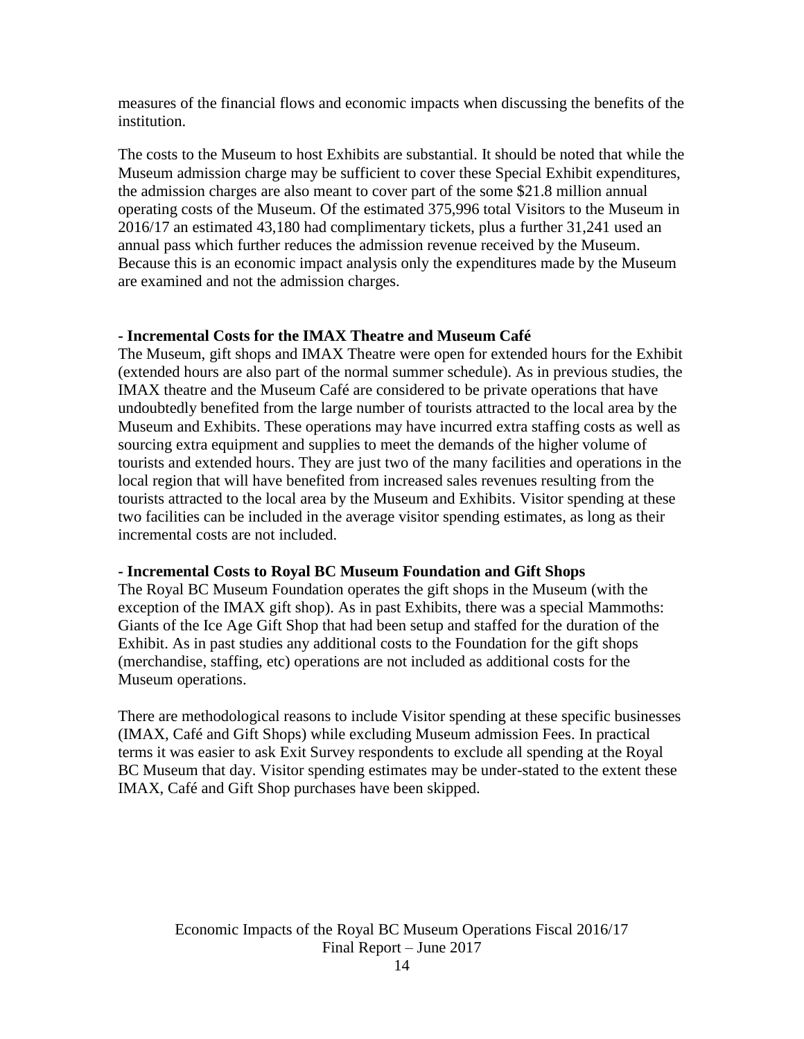measures of the financial flows and economic impacts when discussing the benefits of the institution.

The costs to the Museum to host Exhibits are substantial. It should be noted that while the Museum admission charge may be sufficient to cover these Special Exhibit expenditures, the admission charges are also meant to cover part of the some $21.8 million annual operating costs of the Museum. Of the estimated 375,996 total Visitors to the Museum in 2016/17 an estimated 43,180 had complimentary tickets, plus a further 31,241 used an annual pass which further reduces the admission revenue received by the Museum. Because this is an economic impact analysis only the expenditures made by the Museum are examined and not the admission charges.

**- Incremental Costs for the IMAX Theatre and Museum Café**

The Museum, gift shops and IMAX Theatre were open for extended hours for the Exhibit (extended hours are also part of the normal summer schedule). As in previous studies, the IMAX theatre and the Museum Café are considered to be private operations that have undoubtedly benefited from the large number of tourists attracted to the local area by the Museum and Exhibits. These operations may have incurred extra staffing costs as well as sourcing extra equipment and supplies to meet the demands of the higher volume of tourists and extended hours. They are just two of the many facilities and operations in the local region that will have benefited from increased sales revenues resulting from the tourists attracted to the local area by the Museum and Exhibits. Visitor spending at these two facilities can be included in the average visitor spending estimates, as long as their incremental costs are not included.

**- Incremental Costs to Royal BC Museum Foundation and Gift Shops**

The Royal BC Museum Foundation operates the gift shops in the Museum (with the exception of the IMAX gift shop). As in past Exhibits, there was a special Mammoths: Giants of the Ice Age Gift Shop that had been setup and staffed for the duration of the Exhibit. As in past studies any additional costs to the Foundation for the gift shops (merchandise, staffing, etc) operations are not included as additional costs for the Museum operations.

There are methodological reasons to include Visitor spending at these specific businesses (IMAX, Café and Gift Shops) while excluding Museum admission Fees. In practical terms it was easier to ask Exit Survey respondents to exclude all spending at the Royal BC Museum that day. Visitor spending estimates may be under-stated to the extent these IMAX, Café and Gift Shop purchases have been skipped.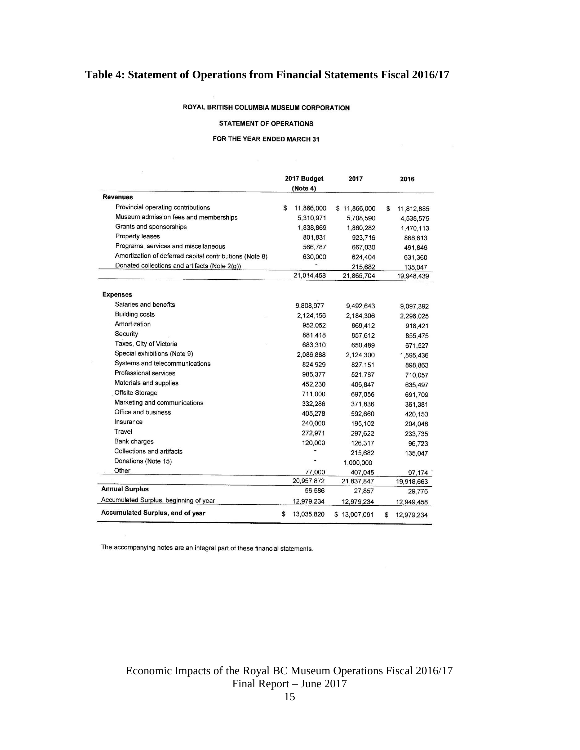**Table 4: Statement of Operations from Financial Statements Fiscal 2016/17**

ROYAL BRITISH COLUMBIA MUSEUM CORPORATION

STATEMENT OF OPERATIONS

FOR THE YEAR ENDED MARCH 31

| | 2017 Budget (Note 4) | 2017 | 2016 |
|---|---|---|---|
| **Revenues** | | | |
| Provincial operating contributions | $ 11,866,000 | $ 11,866,000 | $ 11,812,885 |
| Museum admission fees and memberships | 5,310,971 | 5,708,590 | 4,538,575 |
| Grants and sponsorships | 1,838,869 | 1,860,282 | 1,470,113 |
| Property leases | 801,831 | 923,716 | 868,613 |
| Programs, services and miscellaneous | 566,787 | 667,030 | 491,846 |
| Amortization of deferred capital contributions (Note 8) | 630,000 | 624,404 | 631,360 |
| Donated collections and artifacts (Note 2(g)) | - | 215,682 | 135,047 |
| | 21,014,458 | 21,865,704 | 19,948,439 |
| **Expenses** | | | |
| Salaries and benefits | 9,808,977 | 9,492,643 | 9,097,392 |
| Building costs | 2,124,156 | 2,184,306 | 2,296,025 |
| Amortization | 952,052 | 869,412 | 918,421 |
| Security | 881,418 | 857,612 | 855,475 |
| Taxes, City of Victoria | 683,310 | 650,489 | 671,527 |
| Special exhibitions (Note 9) | 2,086,888 | 2,124,300 | 1,595,436 |
| Systems and telecommunications | 824,929 | 827,151 | 898,863 |
| Professional services | 985,377 | 521,767 | 710,057 |
| Materials and supplies | 452,230 | 406,847 | 635,497 |
| Offsite Storage | 711,000 | 697,056 | 691,709 |
| Marketing and communications | 332,286 | 371,836 | 361,381 |
| Office and business | 405,278 | 592,660 | 420,153 |
| Insurance | 240,000 | 195,102 | 204,048 |
| Travel | 272,971 | 297,622 | 233,735 |
| Bank charges | 120,000 | 126,317 | 96,723 |
| Collections and artifacts | - | 215,682 | 135,047 |
| Donations (Note 15) | - | 1,000,000 | |
| Other | 77,000 | 407,045 | 97,174 |
| | 20,957,872 | 21,837,847 | 19,918,663 |
| **Annual Surplus** | 56,586 | 27,857 | 29,776 |
| Accumulated Surplus, beginning of year | 12,979,234 | 12,979,234 | 12,949,458 |
| **Accumulated Surplus, end of year** | $ 13,035,820 | $ 13,007,091 | $ 12,979,234 |

The accompanying notes are an integral part of these financial statements.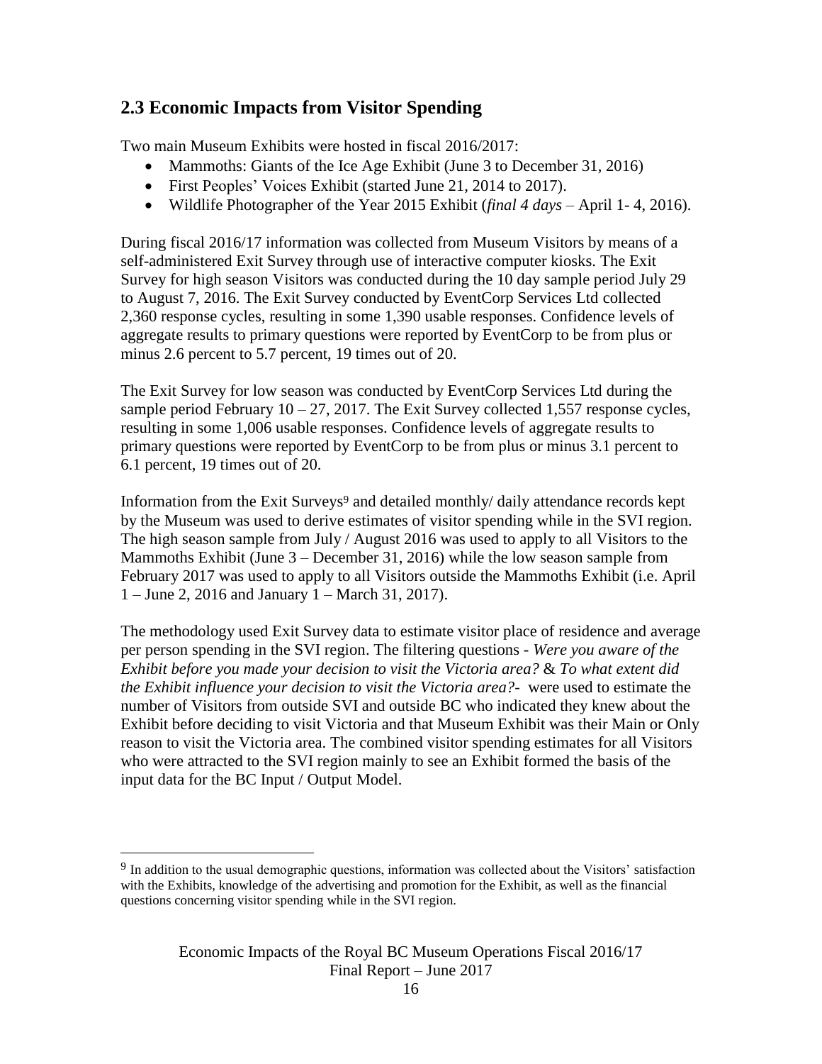## 2.3 Economic Impacts from Visitor Spending

Two main Museum Exhibits were hosted in fiscal 2016/2017:

- Mammoths: Giants of the Ice Age Exhibit (June 3 to December 31, 2016)
- First Peoples' Voices Exhibit (started June 21, 2014 to 2017).
- Wildlife Photographer of the Year 2015 Exhibit (*final 4 days* – April 1- 4, 2016).

During fiscal 2016/17 information was collected from Museum Visitors by means of a self-administered Exit Survey through use of interactive computer kiosks. The Exit Survey for high season Visitors was conducted during the 10 day sample period July 29 to August 7, 2016. The Exit Survey conducted by EventCorp Services Ltd collected 2,360 response cycles, resulting in some 1,390 usable responses. Confidence levels of aggregate results to primary questions were reported by EventCorp to be from plus or minus 2.6 percent to 5.7 percent, 19 times out of 20.

The Exit Survey for low season was conducted by EventCorp Services Ltd during the sample period February 10 – 27, 2017. The Exit Survey collected 1,557 response cycles, resulting in some 1,006 usable responses. Confidence levels of aggregate results to primary questions were reported by EventCorp to be from plus or minus 3.1 percent to 6.1 percent, 19 times out of 20.

Information from the Exit Surveys[9] and detailed monthly/ daily attendance records kept by the Museum was used to derive estimates of visitor spending while in the SVI region. The high season sample from July / August 2016 was used to apply to all Visitors to the Mammoths Exhibit (June 3 – December 31, 2016) while the low season sample from February 2017 was used to apply to all Visitors outside the Mammoths Exhibit (i.e. April 1 – June 2, 2016 and January 1 – March 31, 2017).

The methodology used Exit Survey data to estimate visitor place of residence and average per person spending in the SVI region. The filtering questions - *Were you aware of the Exhibit before you made your decision to visit the Victoria area?* & *To what extent did the Exhibit influence your decision to visit the Victoria area?*- were used to estimate the number of Visitors from outside SVI and outside BC who indicated they knew about the Exhibit before deciding to visit Victoria and that Museum Exhibit was their Main or Only reason to visit the Victoria area. The combined visitor spending estimates for all Visitors who were attracted to the SVI region mainly to see an Exhibit formed the basis of the input data for the BC Input / Output Model.

---

[9] In addition to the usual demographic questions, information was collected about the Visitors' satisfaction with the Exhibits, knowledge of the advertising and promotion for the Exhibit, as well as the financial questions concerning visitor spending while in the SVI region.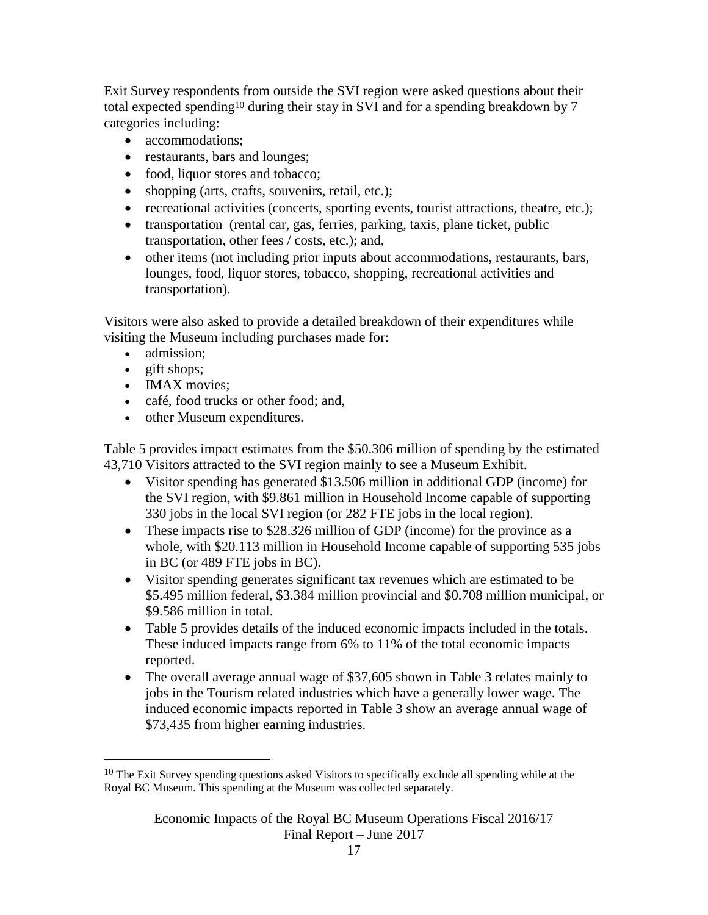Exit Survey respondents from outside the SVI region were asked questions about their total expected spending[10] during their stay in SVI and for a spending breakdown by 7 categories including:

- accommodations;
- restaurants, bars and lounges;
- food, liquor stores and tobacco;
- shopping (arts, crafts, souvenirs, retail, etc.);
- recreational activities (concerts, sporting events, tourist attractions, theatre, etc.);
- transportation (rental car, gas, ferries, parking, taxis, plane ticket, public transportation, other fees / costs, etc.); and,
- other items (not including prior inputs about accommodations, restaurants, bars, lounges, food, liquor stores, tobacco, shopping, recreational activities and transportation).

Visitors were also asked to provide a detailed breakdown of their expenditures while visiting the Museum including purchases made for:

- admission;
- gift shops;
- IMAX movies;
- café, food trucks or other food; and,
- other Museum expenditures.

Table 5 provides impact estimates from the $50.306 million of spending by the estimated 43,710 Visitors attracted to the SVI region mainly to see a Museum Exhibit.

- Visitor spending has generated $13.506 million in additional GDP (income) for the SVI region, with $9.861 million in Household Income capable of supporting 330 jobs in the local SVI region (or 282 FTE jobs in the local region).
- These impacts rise to $28.326 million of GDP (income) for the province as a whole, with $20.113 million in Household Income capable of supporting 535 jobs in BC (or 489 FTE jobs in BC).
- Visitor spending generates significant tax revenues which are estimated to be $5.495 million federal, $3.384 million provincial and $0.708 million municipal, or $9.586 million in total.
- Table 5 provides details of the induced economic impacts included in the totals. These induced impacts range from 6% to 11% of the total economic impacts reported.
- The overall average annual wage of $37,605 shown in Table 3 relates mainly to jobs in the Tourism related industries which have a generally lower wage. The induced economic impacts reported in Table 3 show an average annual wage of $73,435 from higher earning industries.

[10] The Exit Survey spending questions asked Visitors to specifically exclude all spending while at the Royal BC Museum. This spending at the Museum was collected separately.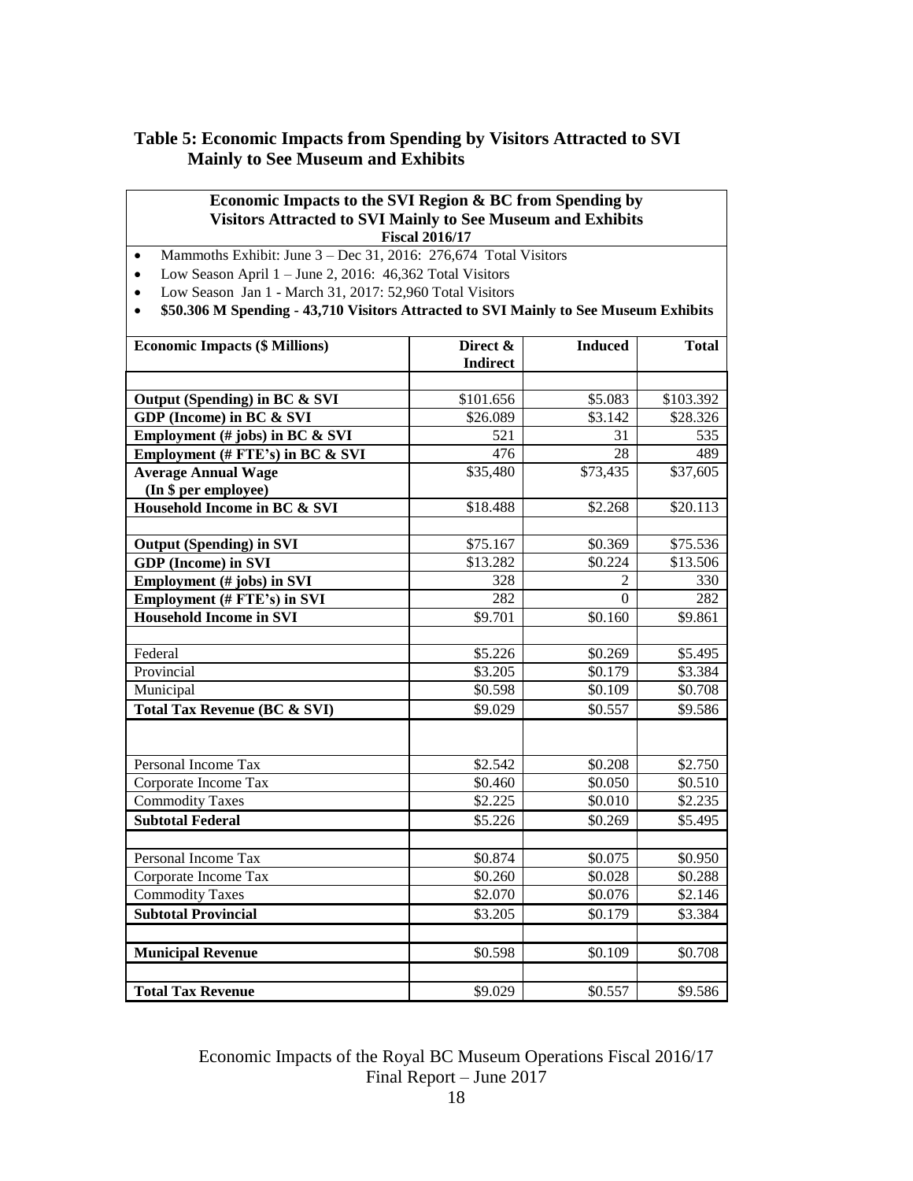### Table 5: Economic Impacts from Spending by Visitors Attracted to SVI Mainly to See Museum and Exhibits

**Economic Impacts to the SVI Region & BC from Spending by Visitors Attracted to SVI Mainly to See Museum and Exhibits**
**Fiscal 2016/17**

- Mammoths Exhibit: June 3 – Dec 31, 2016: 276,674 Total Visitors
- Low Season April 1 – June 2, 2016: 46,362 Total Visitors
- Low Season Jan 1 - March 31, 2017: 52,960 Total Visitors
- **$50.306 M Spending - 43,710 Visitors Attracted to SVI Mainly to See Museum Exhibits**

| Economic Impacts ($ Millions) | Direct & Indirect | Induced | Total |
|---|---|---|---|
| | | | |
| **Output (Spending) in BC & SVI** | $101.656 | $5.083 | $103.392 |
| **GDP (Income) in BC & SVI** | $26.089 | $3.142 | $28.326 |
| **Employment (# jobs) in BC & SVI** | 521 | 31 | 535 |
| **Employment (# FTE's) in BC & SVI** | 476 | 28 | 489 |
| **Average Annual Wage (In $ per employee)** | $35,480 | $73,435 | $37,605 |
| **Household Income in BC & SVI** | $18.488 | $2.268 | $20.113 |
| | | | |
| **Output (Spending) in SVI** | $75.167 | $0.369 | $75.536 |
| **GDP (Income) in SVI** | $13.282 | $0.224 | $13.506 |
| **Employment (# jobs) in SVI** | 328 | 2 | 330 |
| **Employment (# FTE's) in SVI** | 282 | 0 | 282 |
| **Household Income in SVI** | $9.701 | $0.160 | $9.861 |
| | | | |
| Federal | $5.226 | $0.269 | $5.495 |
| Provincial | $3.205 | $0.179 | $3.384 |
| Municipal | $0.598 | $0.109 | $0.708 |
| **Total Tax Revenue (BC & SVI)** | $9.029 | $0.557 | $9.586 |
| | | | |
| Personal Income Tax | $2.542 | $0.208 | $2.750 |
| Corporate Income Tax | $0.460 | $0.050 | $0.510 |
| Commodity Taxes | $2.225 | $0.010 | $2.235 |
| **Subtotal Federal** | $5.226 | $0.269 | $5.495 |
| | | | |
| Personal Income Tax | $0.874 | $0.075 | $0.950 |
| Corporate Income Tax | $0.260 | $0.028 | $0.288 |
| Commodity Taxes | $2.070 | $0.076 | $2.146 |
| **Subtotal Provincial** | $3.205 | $0.179 | $3.384 |
| | | | |
| **Municipal Revenue** | $0.598 | $0.109 | $0.708 |
| | | | |
| **Total Tax Revenue** | $9.029 | $0.557 | $9.586 |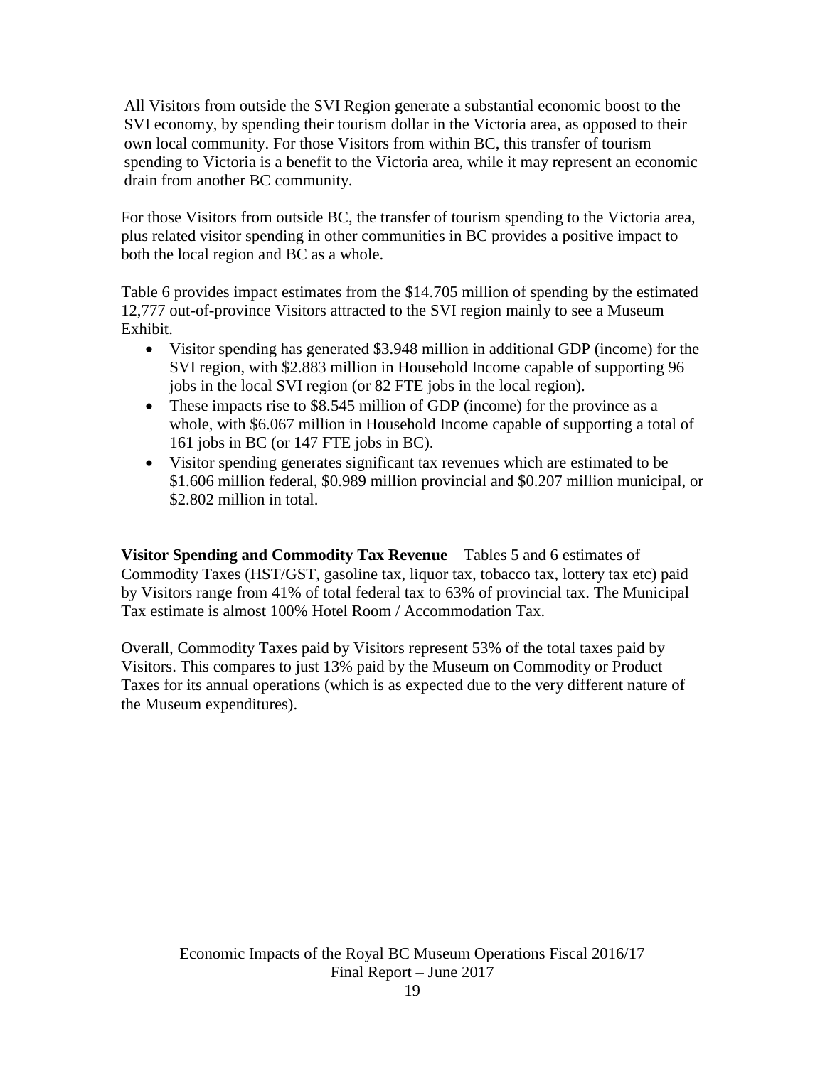All Visitors from outside the SVI Region generate a substantial economic boost to the SVI economy, by spending their tourism dollar in the Victoria area, as opposed to their own local community. For those Visitors from within BC, this transfer of tourism spending to Victoria is a benefit to the Victoria area, while it may represent an economic drain from another BC community.

For those Visitors from outside BC, the transfer of tourism spending to the Victoria area, plus related visitor spending in other communities in BC provides a positive impact to both the local region and BC as a whole.

Table 6 provides impact estimates from the $14.705 million of spending by the estimated 12,777 out-of-province Visitors attracted to the SVI region mainly to see a Museum Exhibit.

- Visitor spending has generated $3.948 million in additional GDP (income) for the SVI region, with $2.883 million in Household Income capable of supporting 96 jobs in the local SVI region (or 82 FTE jobs in the local region).
- These impacts rise to $8.545 million of GDP (income) for the province as a whole, with $6.067 million in Household Income capable of supporting a total of 161 jobs in BC (or 147 FTE jobs in BC).
- Visitor spending generates significant tax revenues which are estimated to be $1.606 million federal, $0.989 million provincial and $0.207 million municipal, or $2.802 million in total.

**Visitor Spending and Commodity Tax Revenue** – Tables 5 and 6 estimates of Commodity Taxes (HST/GST, gasoline tax, liquor tax, tobacco tax, lottery tax etc) paid by Visitors range from 41% of total federal tax to 63% of provincial tax. The Municipal Tax estimate is almost 100% Hotel Room / Accommodation Tax.

Overall, Commodity Taxes paid by Visitors represent 53% of the total taxes paid by Visitors. This compares to just 13% paid by the Museum on Commodity or Product Taxes for its annual operations (which is as expected due to the very different nature of the Museum expenditures).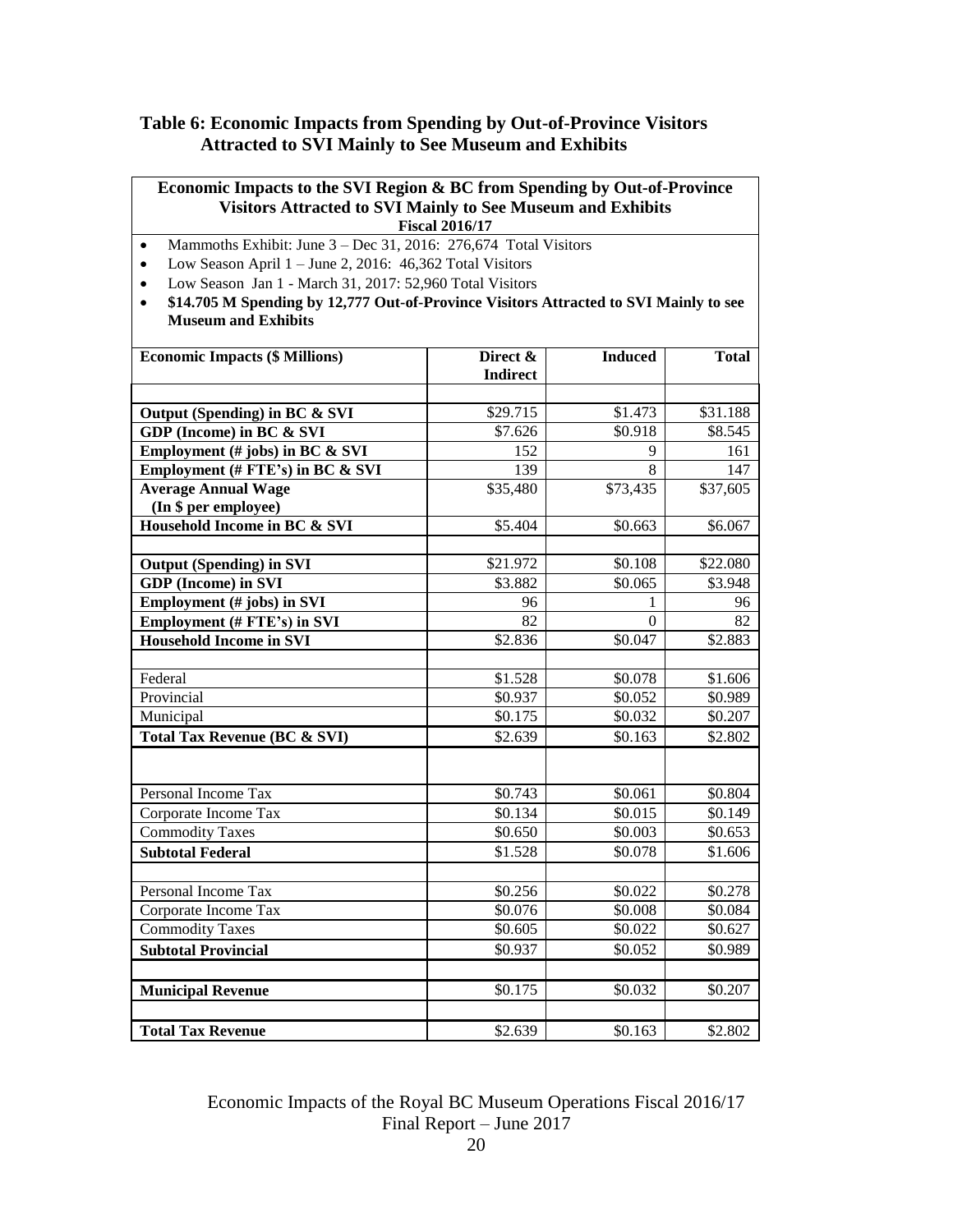## Table 6: Economic Impacts from Spending by Out-of-Province Visitors Attracted to SVI Mainly to See Museum and Exhibits

**Economic Impacts to the SVI Region & BC from Spending by Out-of-Province Visitors Attracted to SVI Mainly to See Museum and Exhibits**
**Fiscal 2016/17**

- Mammoths Exhibit: June 3 – Dec 31, 2016: 276,674 Total Visitors
- Low Season April 1 – June 2, 2016: 46,362 Total Visitors
- Low Season Jan 1 - March 31, 2017: 52,960 Total Visitors
- **$14.705 M Spending by 12,777 Out-of-Province Visitors Attracted to SVI Mainly to see Museum and Exhibits**

| Economic Impacts ($ Millions) | Direct & Indirect | Induced | Total |
|---|---|---|---|
| | | | |
| **Output (Spending) in BC & SVI** | $29.715 | $1.473 | $31.188 |
| **GDP (Income) in BC & SVI** | $7.626 | $0.918 | $8.545 |
| **Employment (# jobs) in BC & SVI** | 152 | 9 | 161 |
| **Employment (# FTE's) in BC & SVI** | 139 | 8 | 147 |
| **Average Annual Wage (In $ per employee)** | $35,480 | $73,435 | $37,605 |
| **Household Income in BC & SVI** | $5.404 | $0.663 | $6.067 |
| | | | |
| **Output (Spending) in SVI** | $21.972 | $0.108 | $22.080 |
| **GDP (Income) in SVI** | $3.882 | $0.065 | $3.948 |
| **Employment (# jobs) in SVI** | 96 | 1 | 96 |
| **Employment (# FTE's) in SVI** | 82 | 0 | 82 |
| **Household Income in SVI** | $2.836 | $0.047 | $2.883 |
| | | | |
| Federal | $1.528 | $0.078 | $1.606 |
| Provincial | $0.937 | $0.052 | $0.989 |
| Municipal | $0.175 | $0.032 | $0.207 |
| **Total Tax Revenue (BC & SVI)** | $2.639 | $0.163 | $2.802 |
| | | | |
| Personal Income Tax | $0.743 | $0.061 | $0.804 |
| Corporate Income Tax | $0.134 | $0.015 | $0.149 |
| Commodity Taxes | $0.650 | $0.003 | $0.653 |
| **Subtotal Federal** | $1.528 | $0.078 | $1.606 |
| | | | |
| Personal Income Tax | $0.256 | $0.022 | $0.278 |
| Corporate Income Tax | $0.076 | $0.008 | $0.084 |
| Commodity Taxes | $0.605 | $0.022 | $0.627 |
| **Subtotal Provincial** | $0.937 | $0.052 | $0.989 |
| | | | |
| **Municipal Revenue** | $0.175 | $0.032 | $0.207 |
| | | | |
| **Total Tax Revenue** | $2.639 | $0.163 | $2.802 |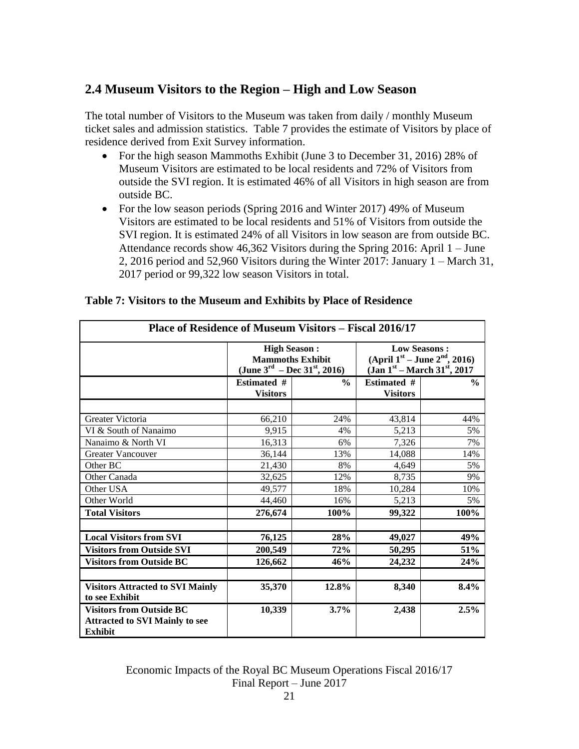## 2.4 Museum Visitors to the Region – High and Low Season

The total number of Visitors to the Museum was taken from daily / monthly Museum ticket sales and admission statistics. Table 7 provides the estimate of Visitors by place of residence derived from Exit Survey information.

- For the high season Mammoths Exhibit (June 3 to December 31, 2016) 28% of Museum Visitors are estimated to be local residents and 72% of Visitors from outside the SVI region. It is estimated 46% of all Visitors in high season are from outside BC.
- For the low season periods (Spring 2016 and Winter 2017) 49% of Museum Visitors are estimated to be local residents and 51% of Visitors from outside the SVI region. It is estimated 24% of all Visitors in low season are from outside BC. Attendance records show 46,362 Visitors during the Spring 2016: April 1 – June 2, 2016 period and 52,960 Visitors during the Winter 2017: January 1 – March 31, 2017 period or 99,322 low season Visitors in total.

**Table 7: Visitors to the Museum and Exhibits by Place of Residence**

| Place of Residence of Museum Visitors – Fiscal 2016/17 | | | | |
|---|---|---|---|---|
| | **High Season : Mammoths Exhibit (June 3rd – Dec 31st, 2016)** | | **Low Seasons : (April 1st – June 2nd, 2016) (Jan 1st – March 31st, 2017** | |
| | **Estimated # Visitors** | **%** | **Estimated # Visitors** | **%** |
| | | | | |
| Greater Victoria | 66,210 | 24% | 43,814 | 44% |
| VI & South of Nanaimo | 9,915 | 4% | 5,213 | 5% |
| Nanaimo & North VI | 16,313 | 6% | 7,326 | 7% |
| Greater Vancouver | 36,144 | 13% | 14,088 | 14% |
| Other BC | 21,430 | 8% | 4,649 | 5% |
| Other Canada | 32,625 | 12% | 8,735 | 9% |
| Other USA | 49,577 | 18% | 10,284 | 10% |
| Other World | 44,460 | 16% | 5,213 | 5% |
| **Total Visitors** | **276,674** | **100%** | **99,322** | **100%** |
| | | | | |
| **Local Visitors from SVI** | **76,125** | **28%** | **49,027** | **49%** |
| **Visitors from Outside SVI** | **200,549** | **72%** | **50,295** | **51%** |
| **Visitors from Outside BC** | **126,662** | **46%** | **24,232** | **24%** |
| | | | | |
| **Visitors Attracted to SVI Mainly to see Exhibit** | **35,370** | **12.8%** | **8,340** | **8.4%** |
| **Visitors from Outside BC Attracted to SVI Mainly to see Exhibit** | **10,339** | **3.7%** | **2,438** | **2.5%** |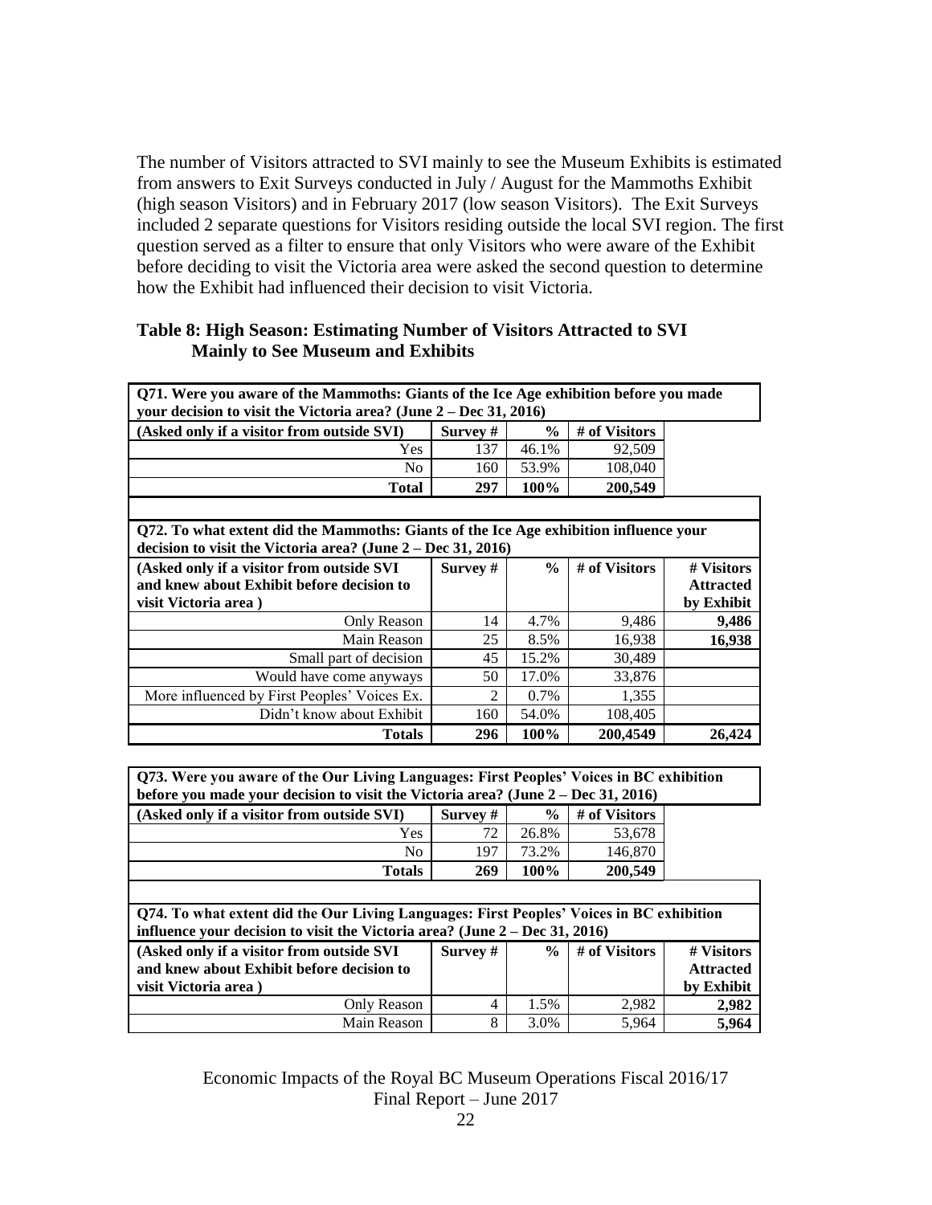The number of Visitors attracted to SVI mainly to see the Museum Exhibits is estimated from answers to Exit Surveys conducted in July / August for the Mammoths Exhibit (high season Visitors) and in February 2017 (low season Visitors). The Exit Surveys included 2 separate questions for Visitors residing outside the local SVI region. The first question served as a filter to ensure that only Visitors who were aware of the Exhibit before deciding to visit the Victoria area were asked the second question to determine how the Exhibit had influenced their decision to visit Victoria.

**Table 8: High Season: Estimating Number of Visitors Attracted to SVI Mainly to See Museum and Exhibits**

| **Q71. Were you aware of the Mammoths: Giants of the Ice Age exhibition before you made your decision to visit the Victoria area? (June 2 – Dec 31, 2016)** | | | |
|---|---|---|---|
| **(Asked only if a visitor from outside SVI)** | **Survey #** | **%** | **# of Visitors** |
| Yes | 137 | 46.1% | 92,509 |
| No | 160 | 53.9% | 108,040 |
| **Total** | **297** | **100%** | **200,549** |

| **Q72. To what extent did the Mammoths: Giants of the Ice Age exhibition influence your decision to visit the Victoria area? (June 2 – Dec 31, 2016)** | | | | |
|---|---|---|---|---|
| **(Asked only if a visitor from outside SVI and knew about Exhibit before decision to visit Victoria area )** | **Survey #** | **%** | **# of Visitors** | **# Visitors Attracted by Exhibit** |
| Only Reason | 14 | 4.7% | 9,486 | **9,486** |
| Main Reason | 25 | 8.5% | 16,938 | **16,938** |
| Small part of decision | 45 | 15.2% | 30,489 | |
| Would have come anyways | 50 | 17.0% | 33,876 | |
| More influenced by First Peoples' Voices Ex. | 2 | 0.7% | 1,355 | |
| Didn't know about Exhibit | 160 | 54.0% | 108,405 | |
| **Totals** | **296** | **100%** | **200,4549** | **26,424** |

| **Q73. Were you aware of the Our Living Languages: First Peoples' Voices in BC exhibition before you made your decision to visit the Victoria area? (June 2 – Dec 31, 2016)** | | | |
|---|---|---|---|
| **(Asked only if a visitor from outside SVI)** | **Survey #** | **%** | **# of Visitors** |
| Yes | 72 | 26.8% | 53,678 |
| No | 197 | 73.2% | 146,870 |
| **Totals** | **269** | **100%** | **200,549** |

| **Q74. To what extent did the Our Living Languages: First Peoples' Voices in BC exhibition influence your decision to visit the Victoria area? (June 2 – Dec 31, 2016)** | | | | |
|---|---|---|---|---|
| **(Asked only if a visitor from outside SVI and knew about Exhibit before decision to visit Victoria area )** | **Survey #** | **%** | **# of Visitors** | **# Visitors Attracted by Exhibit** |
| Only Reason | 4 | 1.5% | 2,982 | **2,982** |
| Main Reason | 8 | 3.0% | 5,964 | **5,964** |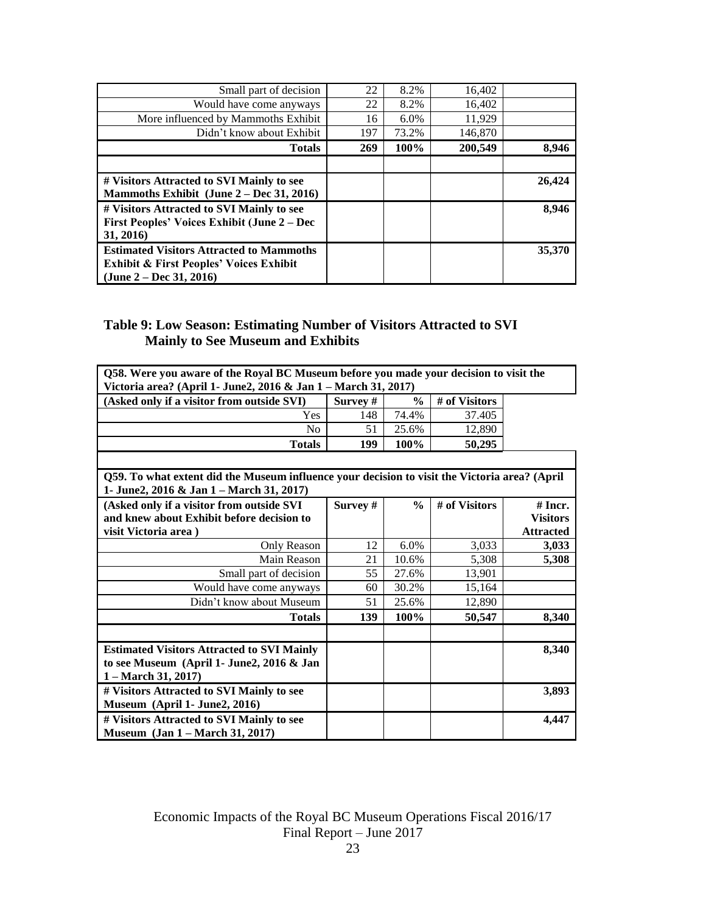| | | | | |
|---|---|---|---|---|
| Small part of decision | 22 | 8.2% | 16,402 | |
| Would have come anyways | 22 | 8.2% | 16,402 | |
| More influenced by Mammoths Exhibit | 16 | 6.0% | 11,929 | |
| Didn't know about Exhibit | 197 | 73.2% | 146,870 | |
| **Totals** | **269** | **100%** | **200,549** | **8,946** |
| | | | | |
| **# Visitors Attracted to SVI Mainly to see Mammoths Exhibit (June 2 – Dec 31, 2016)** | | | | **26,424** |
| **# Visitors Attracted to SVI Mainly to see First Peoples' Voices Exhibit (June 2 – Dec 31, 2016)** | | | | **8,946** |
| **Estimated Visitors Attracted to Mammoths Exhibit & First Peoples' Voices Exhibit (June 2 – Dec 31, 2016)** | | | | **35,370** |

## Table 9: Low Season: Estimating Number of Visitors Attracted to SVI Mainly to See Museum and Exhibits

| **Q58. Were you aware of the Royal BC Museum before you made your decision to visit the Victoria area? (April 1- June2, 2016 & Jan 1 – March 31, 2017)** | | | | |
|---|---|---|---|---|
| **(Asked only if a visitor from outside SVI)** | **Survey #** | **%** | **# of Visitors** | |
| Yes | 148 | 74.4% | 37.405 | |
| No | 51 | 25.6% | 12,890 | |
| **Totals** | **199** | **100%** | **50,295** | |
| | | | | |
| **Q59. To what extent did the Museum influence your decision to visit the Victoria area? (April 1- June2, 2016 & Jan 1 – March 31, 2017)** | | | | |
| **(Asked only if a visitor from outside SVI and knew about Exhibit before decision to visit Victoria area )** | **Survey #** | **%** | **# of Visitors** | **# Incr. Visitors Attracted** |
| Only Reason | 12 | 6.0% | 3,033 | **3,033** |
| Main Reason | 21 | 10.6% | 5,308 | **5,308** |
| Small part of decision | 55 | 27.6% | 13,901 | |
| Would have come anyways | 60 | 30.2% | 15,164 | |
| Didn't know about Museum | 51 | 25.6% | 12,890 | |
| **Totals** | **139** | **100%** | **50,547** | **8,340** |
| | | | | |
| **Estimated Visitors Attracted to SVI Mainly to see Museum (April 1- June2, 2016 & Jan 1 – March 31, 2017)** | | | | **8,340** |
| **# Visitors Attracted to SVI Mainly to see Museum (April 1- June2, 2016)** | | | | **3,893** |
| **# Visitors Attracted to SVI Mainly to see Museum (Jan 1 – March 31, 2017)** | | | | **4,447** |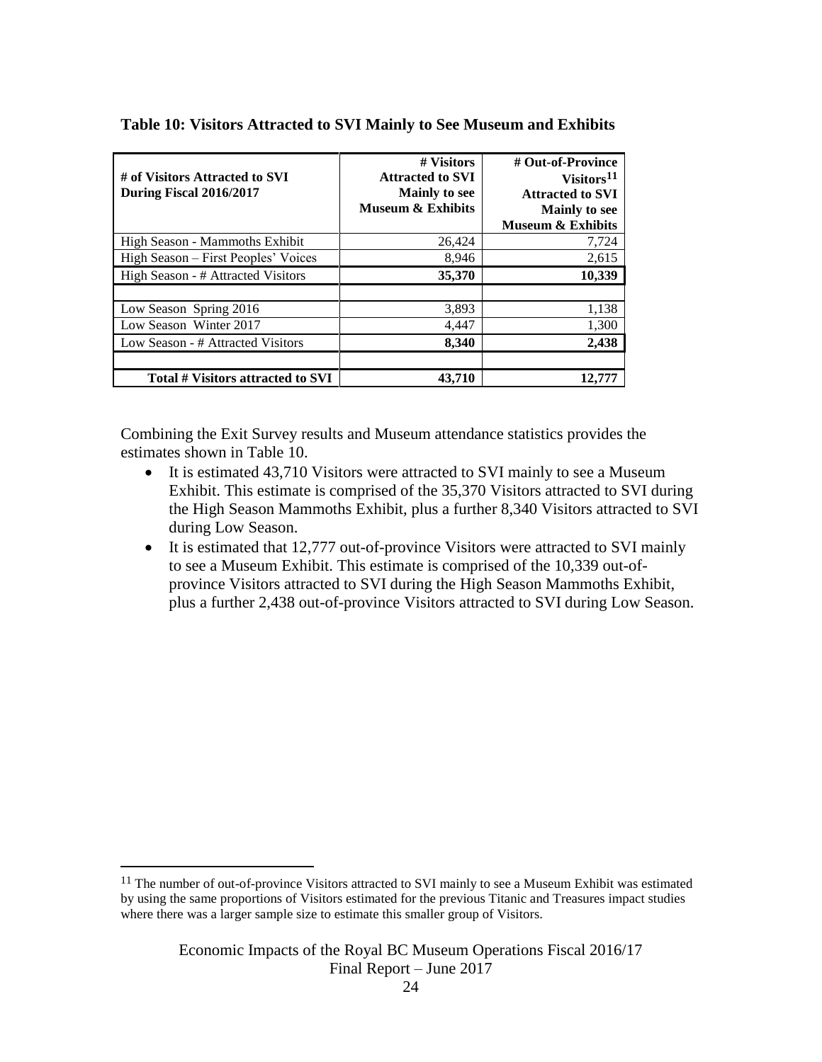**Table 10: Visitors Attracted to SVI Mainly to See Museum and Exhibits**

| # of Visitors Attracted to SVI During Fiscal 2016/2017 | # Visitors Attracted to SVI Mainly to see Museum & Exhibits | # Out-of-Province Visitors[11] Attracted to SVI Mainly to see Museum & Exhibits |
|---|---|---|
| High Season - Mammoths Exhibit | 26,424 | 7,724 |
| High Season – First Peoples' Voices | 8,946 | 2,615 |
| High Season - # Attracted Visitors | **35,370** | **10,339** |
| | | |
| Low Season Spring 2016 | 3,893 | 1,138 |
| Low Season Winter 2017 | 4,447 | 1,300 |
| Low Season - # Attracted Visitors | **8,340** | **2,438** |
| | | |
| **Total # Visitors attracted to SVI** | **43,710** | **12,777** |

Combining the Exit Survey results and Museum attendance statistics provides the estimates shown in Table 10.

- It is estimated 43,710 Visitors were attracted to SVI mainly to see a Museum Exhibit. This estimate is comprised of the 35,370 Visitors attracted to SVI during the High Season Mammoths Exhibit, plus a further 8,340 Visitors attracted to SVI during Low Season.
- It is estimated that 12,777 out-of-province Visitors were attracted to SVI mainly to see a Museum Exhibit. This estimate is comprised of the 10,339 out-of-province Visitors attracted to SVI during the High Season Mammoths Exhibit, plus a further 2,438 out-of-province Visitors attracted to SVI during Low Season.

[11] The number of out-of-province Visitors attracted to SVI mainly to see a Museum Exhibit was estimated by using the same proportions of Visitors estimated for the previous Titanic and Treasures impact studies where there was a larger sample size to estimate this smaller group of Visitors.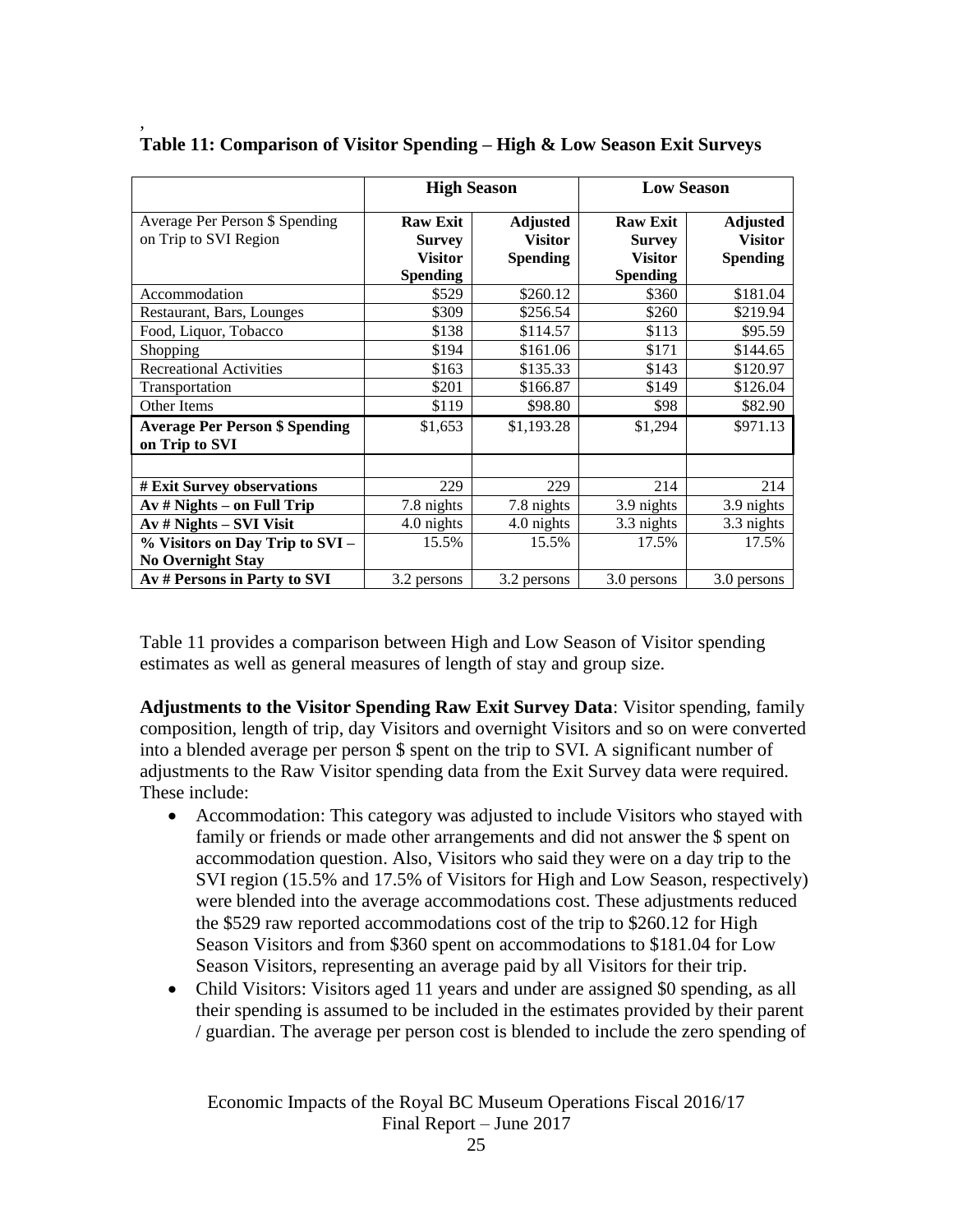,
**Table 11: Comparison of Visitor Spending – High & Low Season Exit Surveys**

| | High Season | | Low Season | |
|---|---|---|---|---|
| Average Per Person $ Spending on Trip to SVI Region | **Raw Exit Survey Visitor Spending** | **Adjusted Visitor Spending** | **Raw Exit Survey Visitor Spending** | **Adjusted Visitor Spending** |
| Accommodation | $529 | $260.12 | $360 | $181.04 |
| Restaurant, Bars, Lounges | $309 | $256.54 | $260 | $219.94 |
| Food, Liquor, Tobacco | $138 | $114.57 | $113 | $95.59 |
| Shopping | $194 | $161.06 | $171 | $144.65 |
| Recreational Activities | $163 | $135.33 | $143 | $120.97 |
| Transportation | $201 | $166.87 | $149 | $126.04 |
| Other Items | $119 | $98.80 | $98 | $82.90 |
| **Average Per Person $ Spending on Trip to SVI** | $1,653 | $1,193.28 | $1,294 | $971.13 |
| | | | | |
| **# Exit Survey observations** | 229 | 229 | 214 | 214 |
| **Av # Nights – on Full Trip** | 7.8 nights | 7.8 nights | 3.9 nights | 3.9 nights |
| **Av # Nights – SVI Visit** | 4.0 nights | 4.0 nights | 3.3 nights | 3.3 nights |
| **% Visitors on Day Trip to SVI – No Overnight Stay** | 15.5% | 15.5% | 17.5% | 17.5% |
| **Av # Persons in Party to SVI** | 3.2 persons | 3.2 persons | 3.0 persons | 3.0 persons |

Table 11 provides a comparison between High and Low Season of Visitor spending estimates as well as general measures of length of stay and group size.

**Adjustments to the Visitor Spending Raw Exit Survey Data**: Visitor spending, family composition, length of trip, day Visitors and overnight Visitors and so on were converted into a blended average per person $ spent on the trip to SVI. A significant number of adjustments to the Raw Visitor spending data from the Exit Survey data were required. These include:

- Accommodation: This category was adjusted to include Visitors who stayed with family or friends or made other arrangements and did not answer the $ spent on accommodation question. Also, Visitors who said they were on a day trip to the SVI region (15.5% and 17.5% of Visitors for High and Low Season, respectively) were blended into the average accommodations cost. These adjustments reduced the $529 raw reported accommodations cost of the trip to $260.12 for High Season Visitors and from $360 spent on accommodations to $181.04 for Low Season Visitors, representing an average paid by all Visitors for their trip.
- Child Visitors: Visitors aged 11 years and under are assigned $0 spending, as all their spending is assumed to be included in the estimates provided by their parent / guardian. The average per person cost is blended to include the zero spending of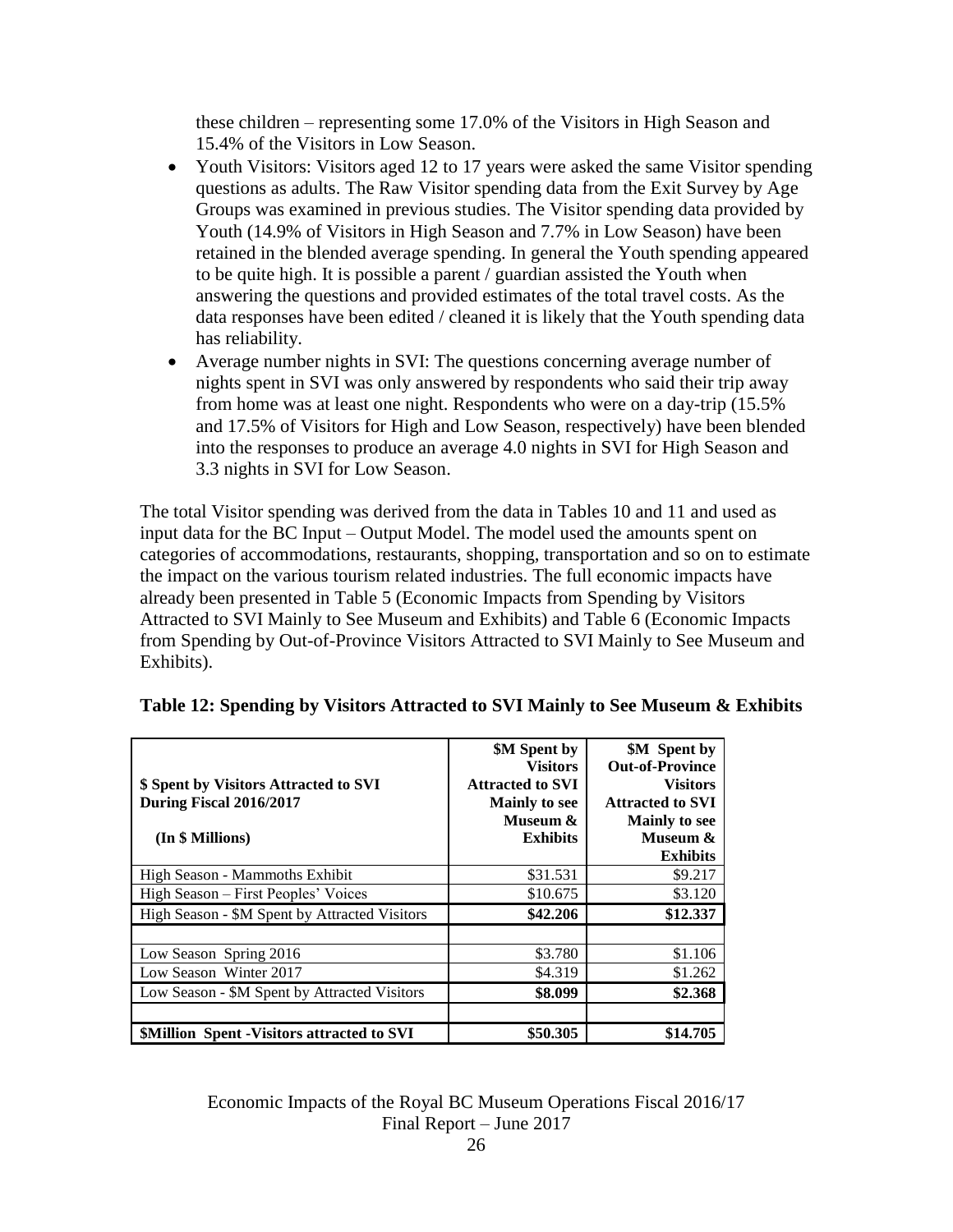these children – representing some 17.0% of the Visitors in High Season and 15.4% of the Visitors in Low Season.

- Youth Visitors: Visitors aged 12 to 17 years were asked the same Visitor spending questions as adults. The Raw Visitor spending data from the Exit Survey by Age Groups was examined in previous studies. The Visitor spending data provided by Youth (14.9% of Visitors in High Season and 7.7% in Low Season) have been retained in the blended average spending. In general the Youth spending appeared to be quite high. It is possible a parent / guardian assisted the Youth when answering the questions and provided estimates of the total travel costs. As the data responses have been edited / cleaned it is likely that the Youth spending data has reliability.
- Average number nights in SVI: The questions concerning average number of nights spent in SVI was only answered by respondents who said their trip away from home was at least one night. Respondents who were on a day-trip (15.5% and 17.5% of Visitors for High and Low Season, respectively) have been blended into the responses to produce an average 4.0 nights in SVI for High Season and 3.3 nights in SVI for Low Season.

The total Visitor spending was derived from the data in Tables 10 and 11 and used as input data for the BC Input – Output Model. The model used the amounts spent on categories of accommodations, restaurants, shopping, transportation and so on to estimate the impact on the various tourism related industries. The full economic impacts have already been presented in Table 5 (Economic Impacts from Spending by Visitors Attracted to SVI Mainly to See Museum and Exhibits) and Table 6 (Economic Impacts from Spending by Out-of-Province Visitors Attracted to SVI Mainly to See Museum and Exhibits).

**Table 12: Spending by Visitors Attracted to SVI Mainly to See Museum & Exhibits**

| **$ Spent by Visitors Attracted to SVI During Fiscal 2016/2017 (In $ Millions)** | **$M Spent by Visitors Attracted to SVI Mainly to see Museum & Exhibits** | **$M Spent by Out-of-Province Visitors Attracted to SVI Mainly to see Museum & Exhibits** |
|---|---|---|
| High Season - Mammoths Exhibit | $31.531 | $9.217 |
| High Season – First Peoples' Voices | $10.675 | $3.120 |
| High Season - $M Spent by Attracted Visitors | **$42.206** | **$12.337** |
| | | |
| Low Season Spring 2016 | $3.780 | $1.106 |
| Low Season Winter 2017 | $4.319 | $1.262 |
| Low Season - $M Spent by Attracted Visitors | **$8.099** | **$2.368** |
| | | |
| **$Million Spent -Visitors attracted to SVI** | **$50.305** | **$14.705** |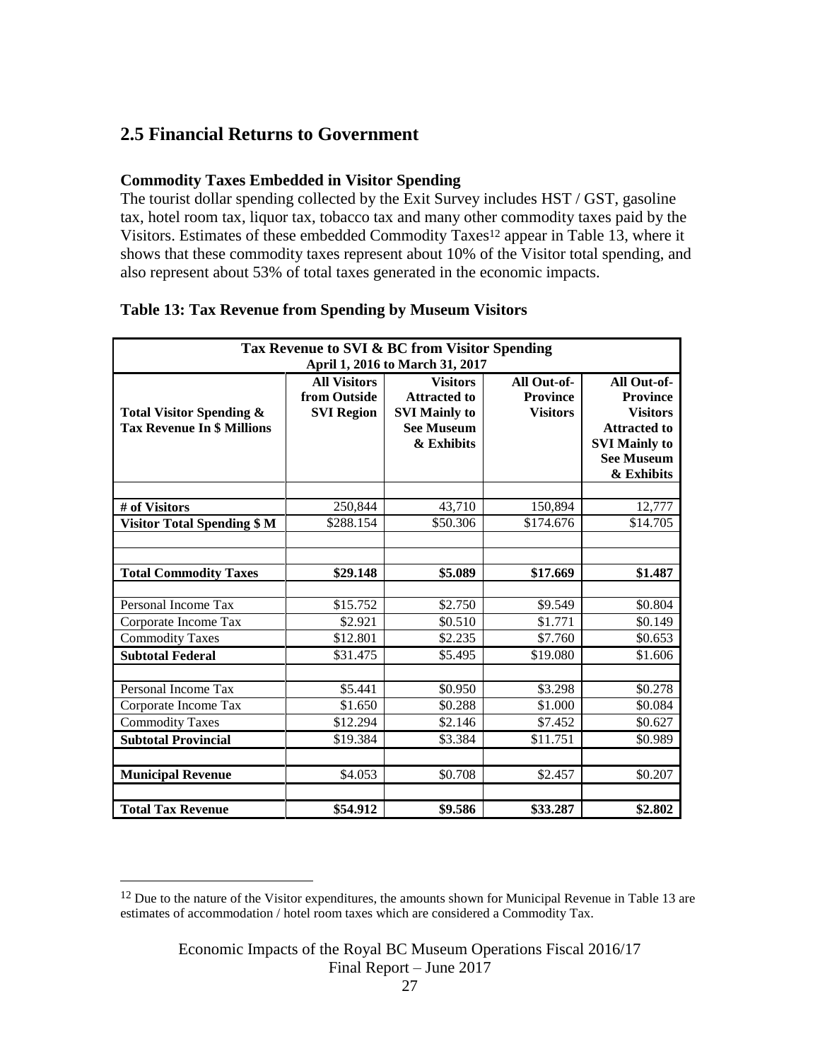## 2.5 Financial Returns to Government

**Commodity Taxes Embedded in Visitor Spending**

The tourist dollar spending collected by the Exit Survey includes HST / GST, gasoline tax, hotel room tax, liquor tax, tobacco tax and many other commodity taxes paid by the Visitors. Estimates of these embedded Commodity Taxes[12] appear in Table 13, where it shows that these commodity taxes represent about 10% of the Visitor total spending, and also represent about 53% of total taxes generated in the economic impacts.

**Table 13: Tax Revenue from Spending by Museum Visitors**

| Tax Revenue to SVI & BC from Visitor Spending<br>April 1, 2016 to March 31, 2017 | | | | |
|---|---|---|---|---|
| **Total Visitor Spending & Tax Revenue In $ Millions** | **All Visitors from Outside SVI Region** | **Visitors Attracted to SVI Mainly to See Museum & Exhibits** | **All Out-of-Province Visitors** | **All Out-of-Province Visitors Attracted to SVI Mainly to See Museum & Exhibits** |
| | | | | |
| **# of Visitors** | 250,844 | 43,710 | 150,894 | 12,777 |
| **Visitor Total Spending $ M** | $288.154 | $50.306 | $174.676 | $14.705 |
| | | | | |
| | | | | |
| **Total Commodity Taxes** | **$29.148** | **$5.089** | **$17.669** | **$1.487** |
| | | | | |
| Personal Income Tax | $15.752 | $2.750 | $9.549 | $0.804 |
| Corporate Income Tax | $2.921 | $0.510 | $1.771 | $0.149 |
| Commodity Taxes | $12.801 | $2.235 | $7.760 | $0.653 |
| **Subtotal Federal** | $31.475 | $5.495 | $19.080 | $1.606 |
| | | | | |
| Personal Income Tax | $5.441 | $0.950 | $3.298 | $0.278 |
| Corporate Income Tax | $1.650 | $0.288 | $1.000 | $0.084 |
| Commodity Taxes | $12.294 | $2.146 | $7.452 | $0.627 |
| **Subtotal Provincial** | $19.384 | $3.384 | $11.751 | $0.989 |
| | | | | |
| **Municipal Revenue** | $4.053 | $0.708 | $2.457 | $0.207 |
| | | | | |
| **Total Tax Revenue** | **$54.912** | **$9.586** | **$33.287** | **$2.802** |

[12] Due to the nature of the Visitor expenditures, the amounts shown for Municipal Revenue in Table 13 are estimates of accommodation / hotel room taxes which are considered a Commodity Tax.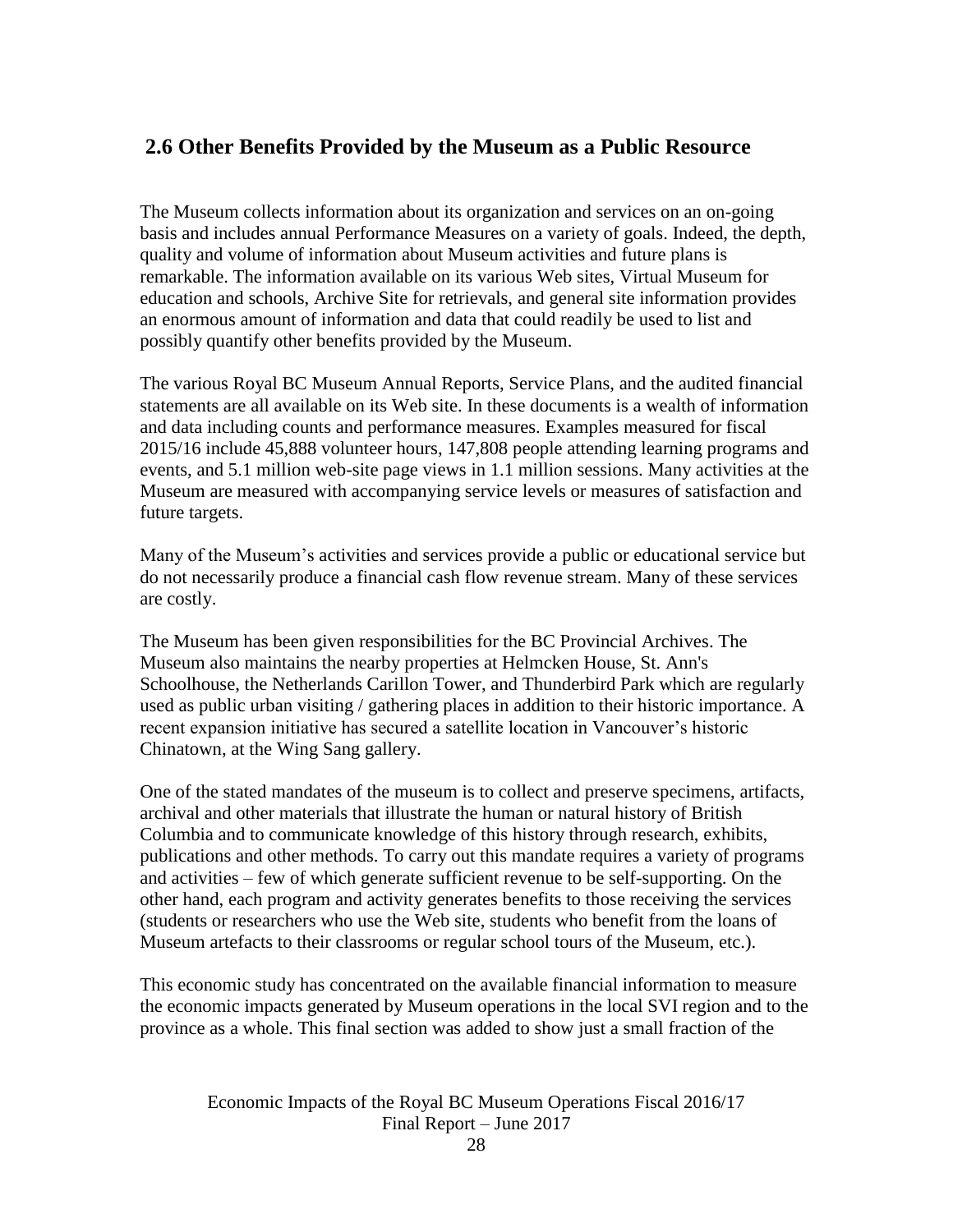## 2.6 Other Benefits Provided by the Museum as a Public Resource

The Museum collects information about its organization and services on an on-going basis and includes annual Performance Measures on a variety of goals. Indeed, the depth, quality and volume of information about Museum activities and future plans is remarkable. The information available on its various Web sites, Virtual Museum for education and schools, Archive Site for retrievals, and general site information provides an enormous amount of information and data that could readily be used to list and possibly quantify other benefits provided by the Museum.

The various Royal BC Museum Annual Reports, Service Plans, and the audited financial statements are all available on its Web site. In these documents is a wealth of information and data including counts and performance measures. Examples measured for fiscal 2015/16 include 45,888 volunteer hours, 147,808 people attending learning programs and events, and 5.1 million web-site page views in 1.1 million sessions. Many activities at the Museum are measured with accompanying service levels or measures of satisfaction and future targets.

Many of the Museum's activities and services provide a public or educational service but do not necessarily produce a financial cash flow revenue stream. Many of these services are costly.

The Museum has been given responsibilities for the BC Provincial Archives. The Museum also maintains the nearby properties at Helmcken House, St. Ann's Schoolhouse, the Netherlands Carillon Tower, and Thunderbird Park which are regularly used as public urban visiting / gathering places in addition to their historic importance. A recent expansion initiative has secured a satellite location in Vancouver's historic Chinatown, at the Wing Sang gallery.

One of the stated mandates of the museum is to collect and preserve specimens, artifacts, archival and other materials that illustrate the human or natural history of British Columbia and to communicate knowledge of this history through research, exhibits, publications and other methods. To carry out this mandate requires a variety of programs and activities – few of which generate sufficient revenue to be self-supporting. On the other hand, each program and activity generates benefits to those receiving the services (students or researchers who use the Web site, students who benefit from the loans of Museum artefacts to their classrooms or regular school tours of the Museum, etc.).

This economic study has concentrated on the available financial information to measure the economic impacts generated by Museum operations in the local SVI region and to the province as a whole. This final section was added to show just a small fraction of the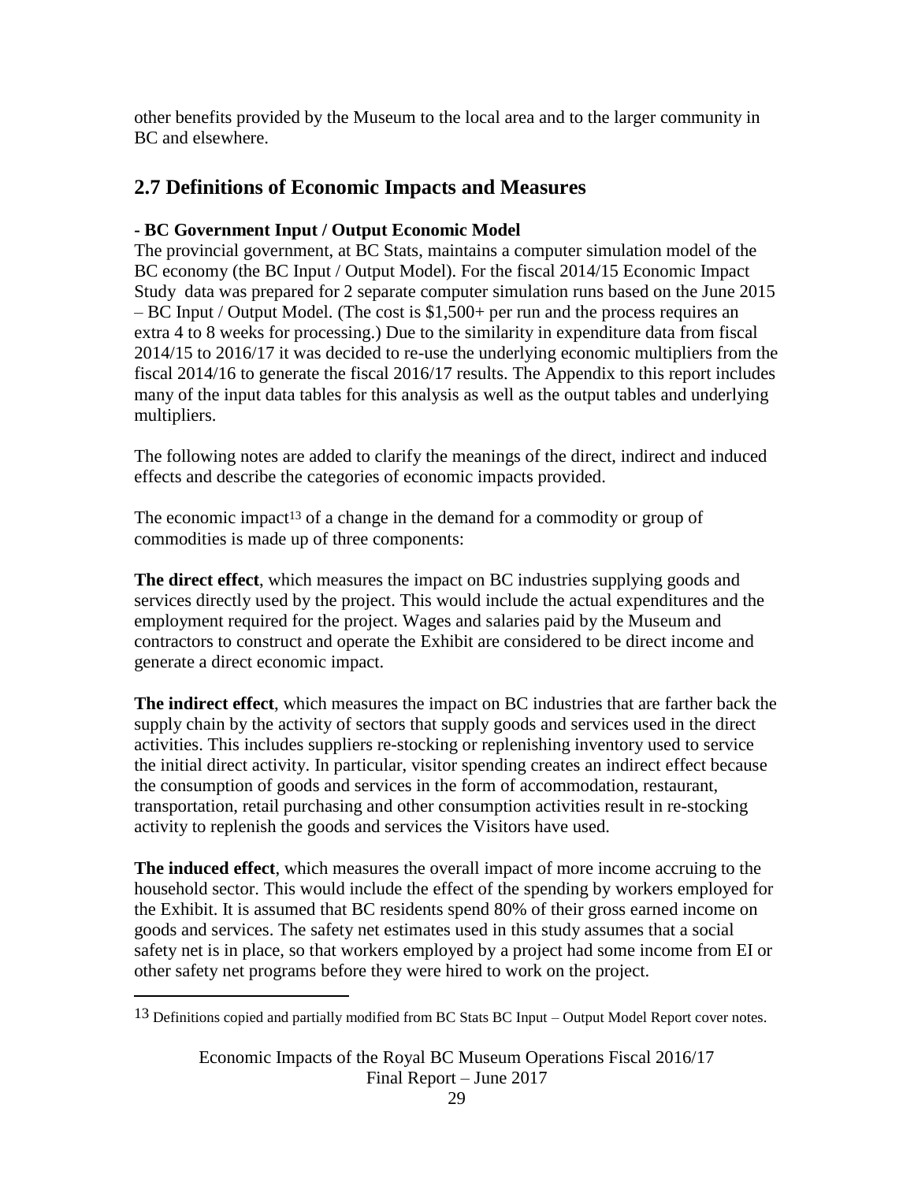other benefits provided by the Museum to the local area and to the larger community in BC and elsewhere.

## 2.7 Definitions of Economic Impacts and Measures

**- BC Government Input / Output Economic Model**

The provincial government, at BC Stats, maintains a computer simulation model of the BC economy (the BC Input / Output Model). For the fiscal 2014/15 Economic Impact Study data was prepared for 2 separate computer simulation runs based on the June 2015 – BC Input / Output Model. (The cost is $1,500+ per run and the process requires an extra 4 to 8 weeks for processing.) Due to the similarity in expenditure data from fiscal 2014/15 to 2016/17 it was decided to re-use the underlying economic multipliers from the fiscal 2014/16 to generate the fiscal 2016/17 results. The Appendix to this report includes many of the input data tables for this analysis as well as the output tables and underlying multipliers.

The following notes are added to clarify the meanings of the direct, indirect and induced effects and describe the categories of economic impacts provided.

The economic impact[13] of a change in the demand for a commodity or group of commodities is made up of three components:

**The direct effect**, which measures the impact on BC industries supplying goods and services directly used by the project. This would include the actual expenditures and the employment required for the project. Wages and salaries paid by the Museum and contractors to construct and operate the Exhibit are considered to be direct income and generate a direct economic impact.

**The indirect effect**, which measures the impact on BC industries that are farther back the supply chain by the activity of sectors that supply goods and services used in the direct activities. This includes suppliers re-stocking or replenishing inventory used to service the initial direct activity. In particular, visitor spending creates an indirect effect because the consumption of goods and services in the form of accommodation, restaurant, transportation, retail purchasing and other consumption activities result in re-stocking activity to replenish the goods and services the Visitors have used.

**The induced effect**, which measures the overall impact of more income accruing to the household sector. This would include the effect of the spending by workers employed for the Exhibit. It is assumed that BC residents spend 80% of their gross earned income on goods and services. The safety net estimates used in this study assumes that a social safety net is in place, so that workers employed by a project had some income from EI or other safety net programs before they were hired to work on the project.

---

[13] Definitions copied and partially modified from BC Stats BC Input – Output Model Report cover notes.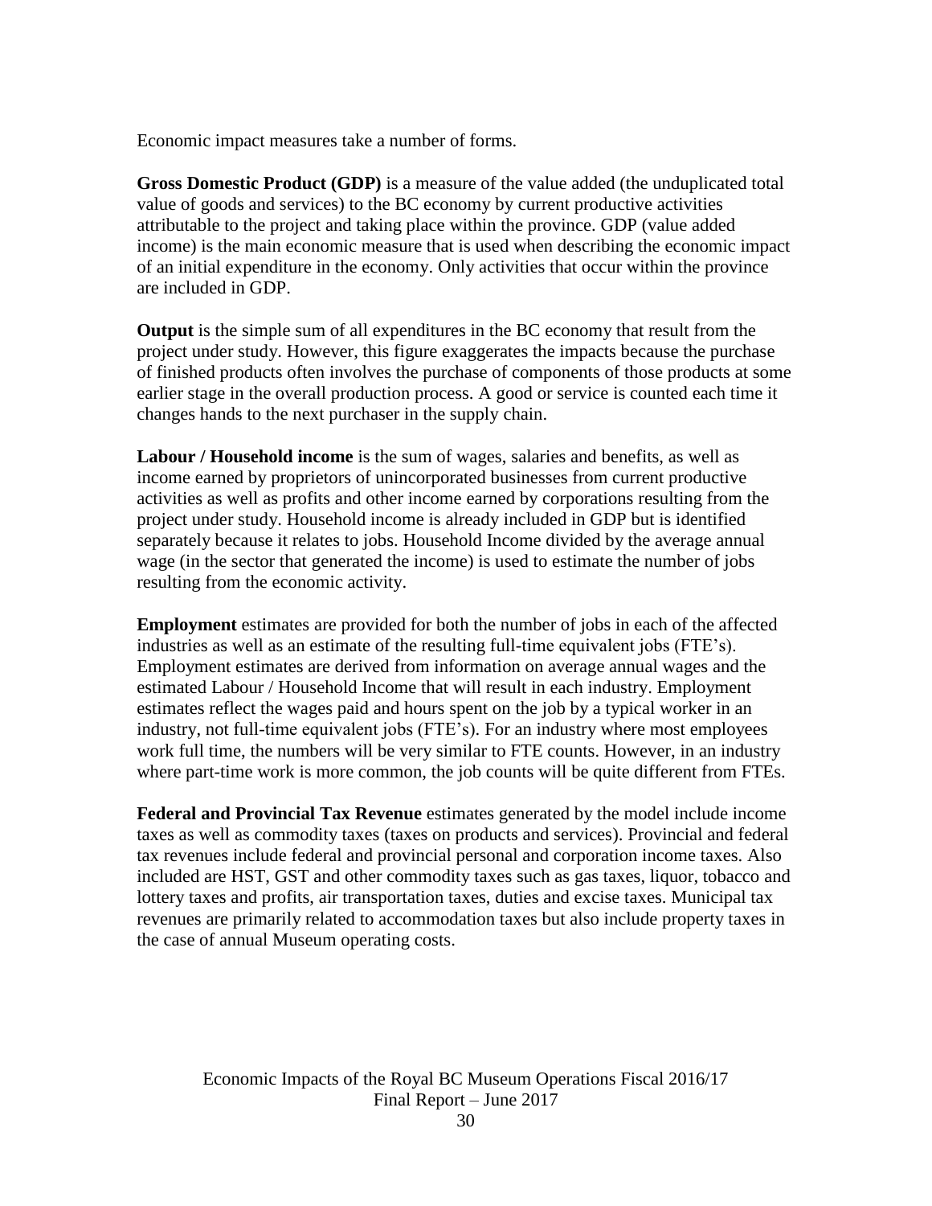Economic impact measures take a number of forms.

**Gross Domestic Product (GDP)** is a measure of the value added (the unduplicated total value of goods and services) to the BC economy by current productive activities attributable to the project and taking place within the province. GDP (value added income) is the main economic measure that is used when describing the economic impact of an initial expenditure in the economy. Only activities that occur within the province are included in GDP.

**Output** is the simple sum of all expenditures in the BC economy that result from the project under study. However, this figure exaggerates the impacts because the purchase of finished products often involves the purchase of components of those products at some earlier stage in the overall production process. A good or service is counted each time it changes hands to the next purchaser in the supply chain.

**Labour / Household income** is the sum of wages, salaries and benefits, as well as income earned by proprietors of unincorporated businesses from current productive activities as well as profits and other income earned by corporations resulting from the project under study. Household income is already included in GDP but is identified separately because it relates to jobs. Household Income divided by the average annual wage (in the sector that generated the income) is used to estimate the number of jobs resulting from the economic activity.

**Employment** estimates are provided for both the number of jobs in each of the affected industries as well as an estimate of the resulting full-time equivalent jobs (FTE's). Employment estimates are derived from information on average annual wages and the estimated Labour / Household Income that will result in each industry. Employment estimates reflect the wages paid and hours spent on the job by a typical worker in an industry, not full-time equivalent jobs (FTE's). For an industry where most employees work full time, the numbers will be very similar to FTE counts. However, in an industry where part-time work is more common, the job counts will be quite different from FTEs.

**Federal and Provincial Tax Revenue** estimates generated by the model include income taxes as well as commodity taxes (taxes on products and services). Provincial and federal tax revenues include federal and provincial personal and corporation income taxes. Also included are HST, GST and other commodity taxes such as gas taxes, liquor, tobacco and lottery taxes and profits, air transportation taxes, duties and excise taxes. Municipal tax revenues are primarily related to accommodation taxes but also include property taxes in the case of annual Museum operating costs.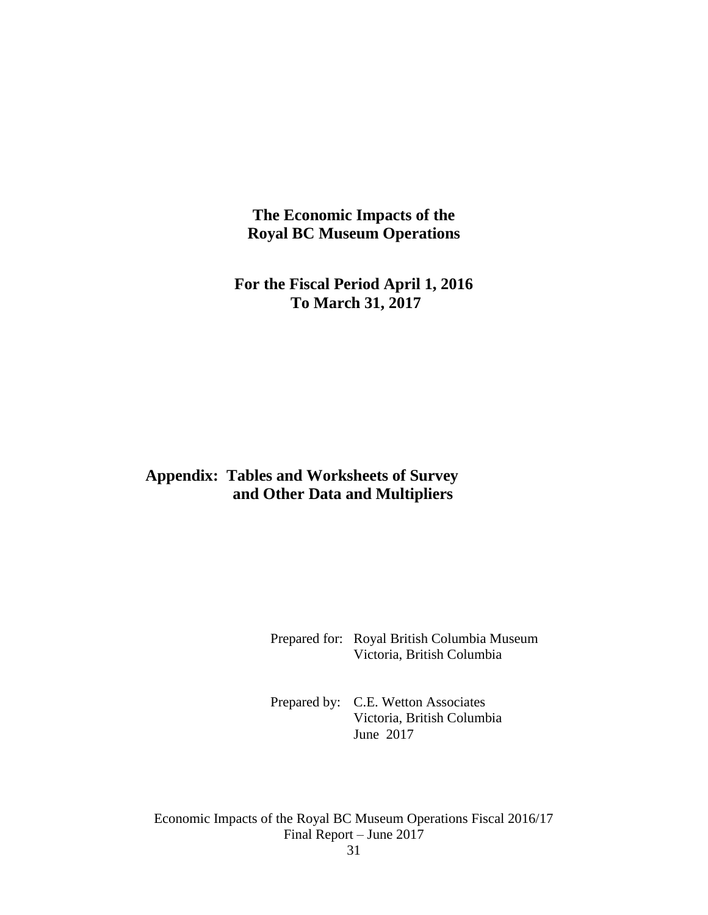# The Economic Impacts of the Royal BC Museum Operations

## For the Fiscal Period April 1, 2016 To March 31, 2017

## Appendix: Tables and Worksheets of Survey and Other Data and Multipliers

Prepared for: Royal British Columbia Museum
Victoria, British Columbia

Prepared by: C.E. Wetton Associates
Victoria, British Columbia
June 2017